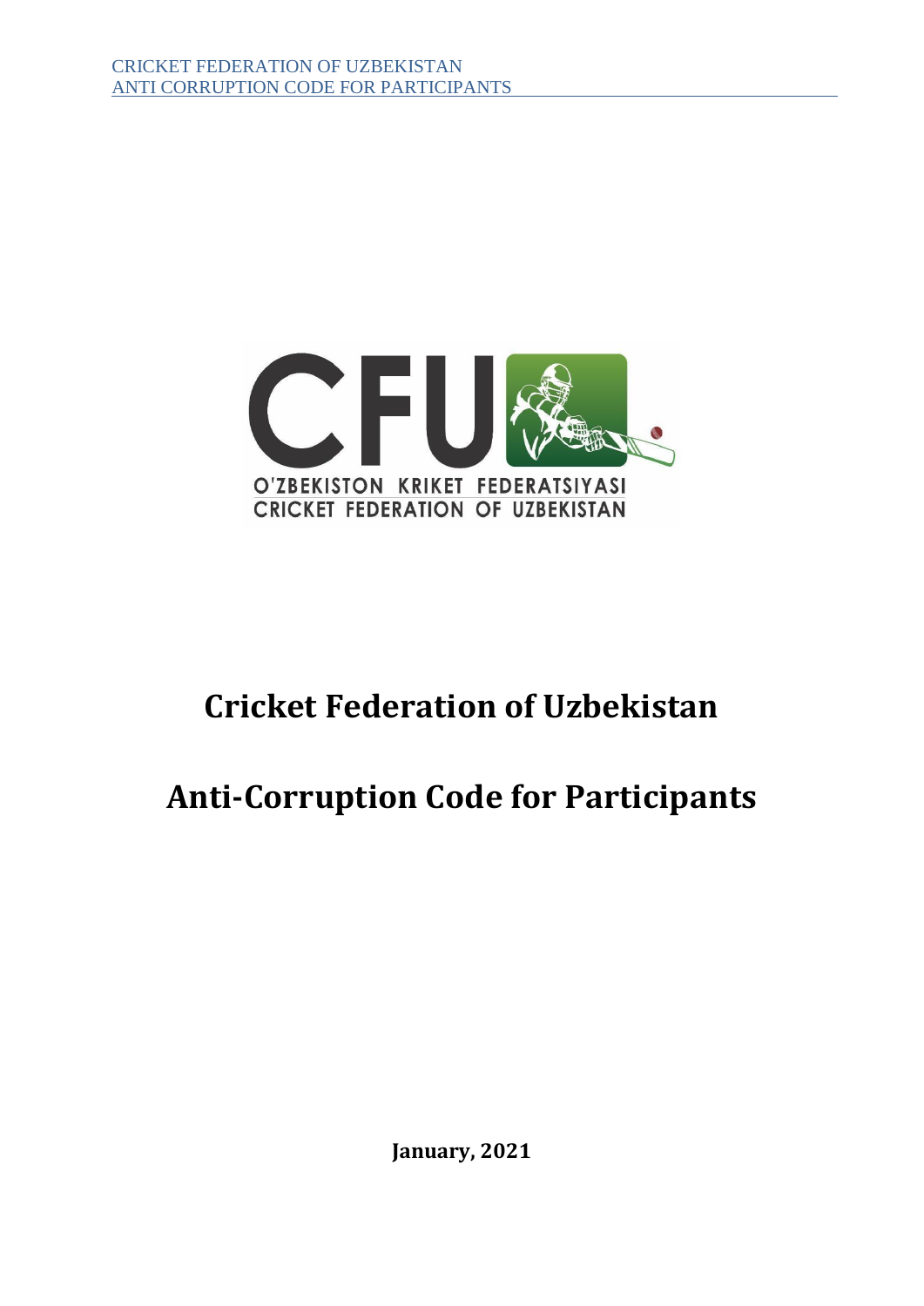# Cricket Federation of Uzbekistan

# Anti-Corruption Code for Participants

**January, 2021**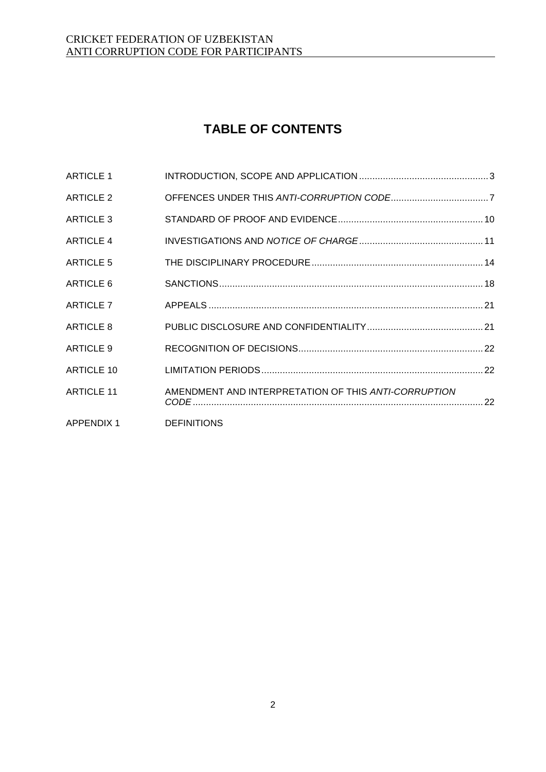# TABLE OF CONTENTS

| | | |
|---|---|---|
| ARTICLE 1 | INTRODUCTION, SCOPE AND APPLICATION | 3 |
| ARTICLE 2 | OFFENCES UNDER THIS *ANTI-CORRUPTION CODE* | 7 |
| ARTICLE 3 | STANDARD OF PROOF AND EVIDENCE | 10 |
| ARTICLE 4 | INVESTIGATIONS AND *NOTICE OF CHARGE* | 11 |
| ARTICLE 5 | THE DISCIPLINARY PROCEDURE | 14 |
| ARTICLE 6 | SANCTIONS | 18 |
| ARTICLE 7 | APPEALS | 21 |
| ARTICLE 8 | PUBLIC DISCLOSURE AND CONFIDENTIALITY | 21 |
| ARTICLE 9 | RECOGNITION OF DECISIONS | 22 |
| ARTICLE 10 | LIMITATION PERIODS | 22 |
| ARTICLE 11 | AMENDMENT AND INTERPRETATION OF THIS *ANTI-CORRUPTION CODE* | 22 |
| APPENDIX 1 | DEFINITIONS | |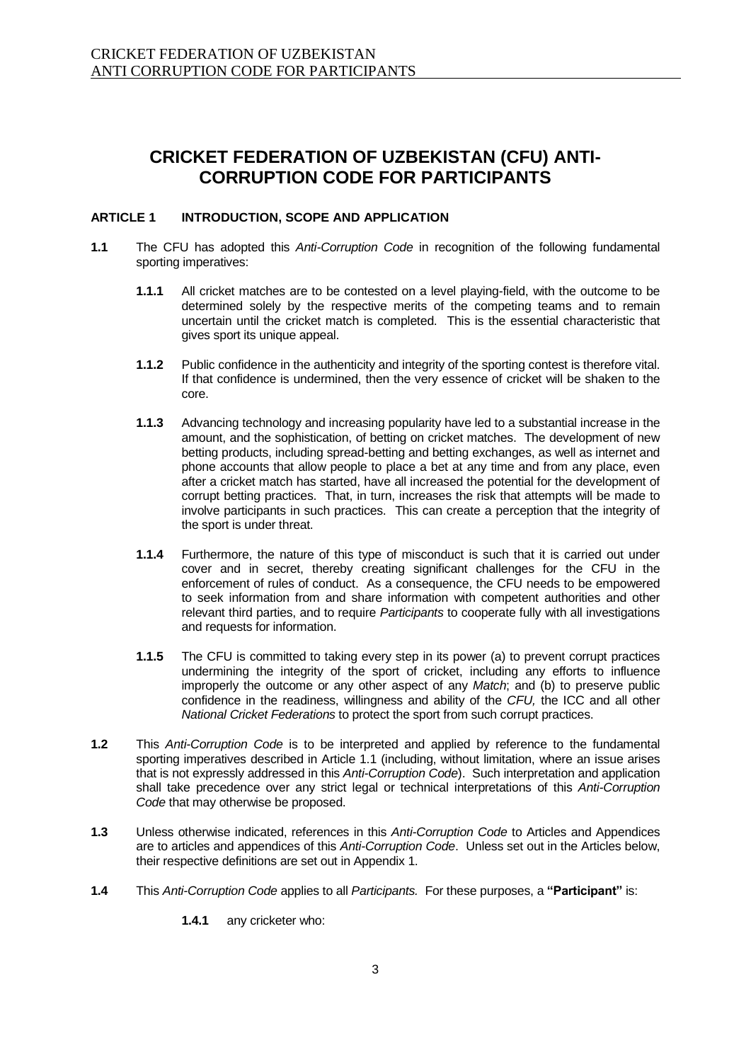# CRICKET FEDERATION OF UZBEKISTAN (CFU) ANTI-CORRUPTION CODE FOR PARTICIPANTS

## ARTICLE 1 INTRODUCTION, SCOPE AND APPLICATION

**1.1** The CFU has adopted this *Anti-Corruption Code* in recognition of the following fundamental sporting imperatives:

> **1.1.1** All cricket matches are to be contested on a level playing-field, with the outcome to be determined solely by the respective merits of the competing teams and to remain uncertain until the cricket match is completed. This is the essential characteristic that gives sport its unique appeal.
>
> **1.1.2** Public confidence in the authenticity and integrity of the sporting contest is therefore vital. If that confidence is undermined, then the very essence of cricket will be shaken to the core.
>
> **1.1.3** Advancing technology and increasing popularity have led to a substantial increase in the amount, and the sophistication, of betting on cricket matches. The development of new betting products, including spread-betting and betting exchanges, as well as internet and phone accounts that allow people to place a bet at any time and from any place, even after a cricket match has started, have all increased the potential for the development of corrupt betting practices. That, in turn, increases the risk that attempts will be made to involve participants in such practices. This can create a perception that the integrity of the sport is under threat.
>
> **1.1.4** Furthermore, the nature of this type of misconduct is such that it is carried out under cover and in secret, thereby creating significant challenges for the CFU in the enforcement of rules of conduct. As a consequence, the CFU needs to be empowered to seek information from and share information with competent authorities and other relevant third parties, and to require *Participants* to cooperate fully with all investigations and requests for information.
>
> **1.1.5** The CFU is committed to taking every step in its power (a) to prevent corrupt practices undermining the integrity of the sport of cricket, including any efforts to influence improperly the outcome or any other aspect of any *Match*; and (b) to preserve public confidence in the readiness, willingness and ability of the *CFU,* the ICC and all other *National Cricket Federations* to protect the sport from such corrupt practices.

**1.2** This *Anti-Corruption Code* is to be interpreted and applied by reference to the fundamental sporting imperatives described in Article 1.1 (including, without limitation, where an issue arises that is not expressly addressed in this *Anti-Corruption Code*). Such interpretation and application shall take precedence over any strict legal or technical interpretations of this *Anti-Corruption Code* that may otherwise be proposed.

**1.3** Unless otherwise indicated, references in this *Anti-Corruption Code* to Articles and Appendices are to articles and appendices of this *Anti-Corruption Code*. Unless set out in the Articles below, their respective definitions are set out in Appendix 1.

**1.4** This *Anti-Corruption Code* applies to all *Participants.* For these purposes, a **"Participant"** is:

> **1.4.1** any cricketer who: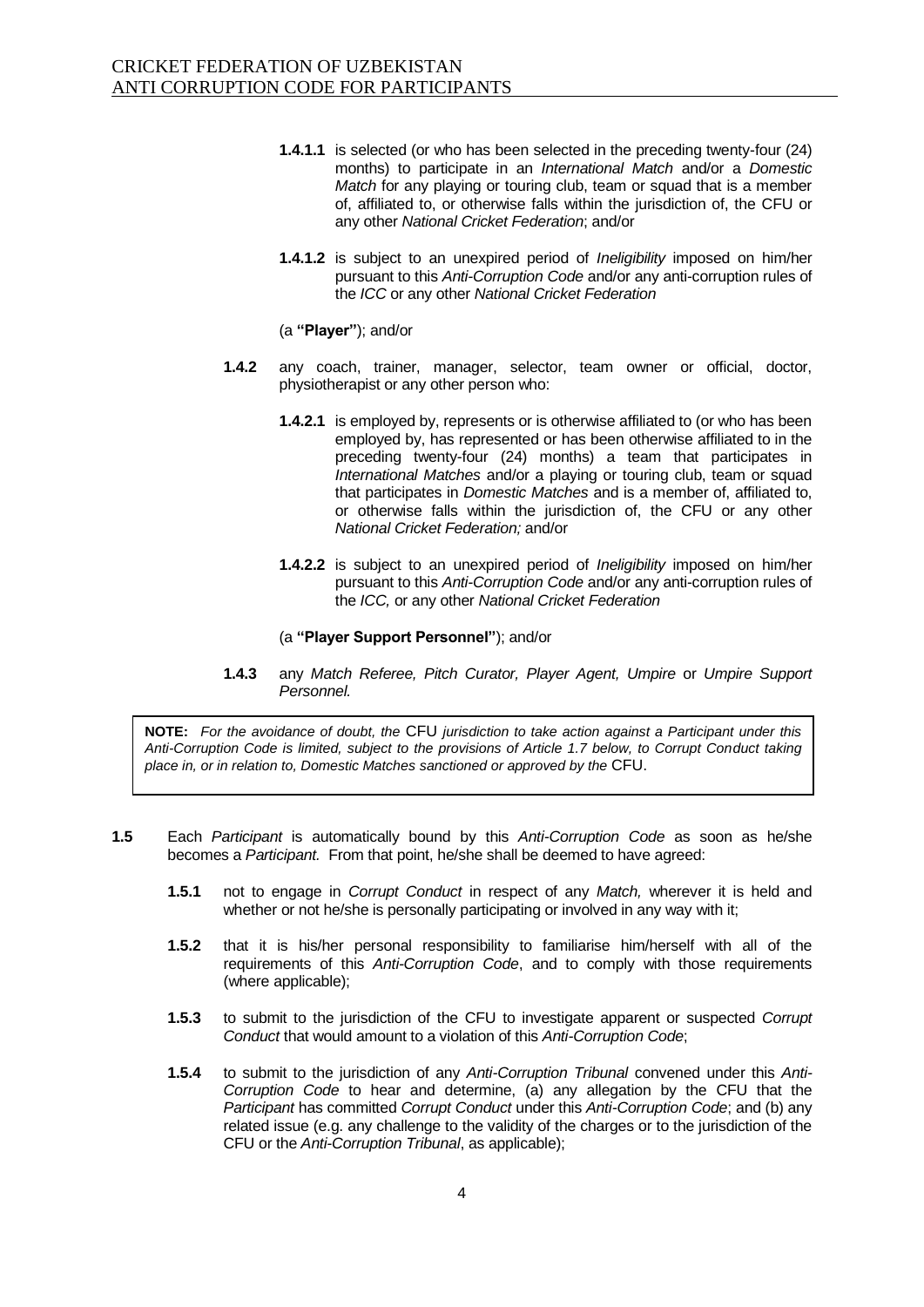**1.4.1.1** is selected (or who has been selected in the preceding twenty-four (24) months) to participate in an *International Match* and/or a *Domestic Match* for any playing or touring club, team or squad that is a member of, affiliated to, or otherwise falls within the jurisdiction of, the CFU or any other *National Cricket Federation*; and/or

**1.4.1.2** is subject to an unexpired period of *Ineligibility* imposed on him/her pursuant to this *Anti-Corruption Code* and/or any anti-corruption rules of the *ICC* or any other *National Cricket Federation*

(a **"Player"**); and/or

**1.4.2** any coach, trainer, manager, selector, team owner or official, doctor, physiotherapist or any other person who:

**1.4.2.1** is employed by, represents or is otherwise affiliated to (or who has been employed by, has represented or has been otherwise affiliated to in the preceding twenty-four (24) months) a team that participates in *International Matches* and/or a playing or touring club, team or squad that participates in *Domestic Matches* and is a member of, affiliated to, or otherwise falls within the jurisdiction of, the CFU or any other *National Cricket Federation;* and/or

**1.4.2.2** is subject to an unexpired period of *Ineligibility* imposed on him/her pursuant to this *Anti-Corruption Code* and/or any anti-corruption rules of the *ICC,* or any other *National Cricket Federation*

(a **"Player Support Personnel"**); and/or

**1.4.3** any *Match Referee, Pitch Curator, Player Agent, Umpire* or *Umpire Support Personnel.*

> **NOTE:** *For the avoidance of doubt, the* CFU *jurisdiction to take action against a Participant under this Anti-Corruption Code is limited, subject to the provisions of Article 1.7 below, to Corrupt Conduct taking place in, or in relation to, Domestic Matches sanctioned or approved by the* CFU.

**1.5** Each *Participant* is automatically bound by this *Anti-Corruption Code* as soon as he/she becomes a *Participant.* From that point, he/she shall be deemed to have agreed:

**1.5.1** not to engage in *Corrupt Conduct* in respect of any *Match,* wherever it is held and whether or not he/she is personally participating or involved in any way with it;

**1.5.2** that it is his/her personal responsibility to familiarise him/herself with all of the requirements of this *Anti-Corruption Code*, and to comply with those requirements (where applicable);

**1.5.3** to submit to the jurisdiction of the CFU to investigate apparent or suspected *Corrupt Conduct* that would amount to a violation of this *Anti-Corruption Code*;

**1.5.4** to submit to the jurisdiction of any *Anti-Corruption Tribunal* convened under this *Anti-Corruption Code* to hear and determine, (a) any allegation by the CFU that the *Participant* has committed *Corrupt Conduct* under this *Anti-Corruption Code*; and (b) any related issue (e.g. any challenge to the validity of the charges or to the jurisdiction of the CFU or the *Anti-Corruption Tribunal*, as applicable);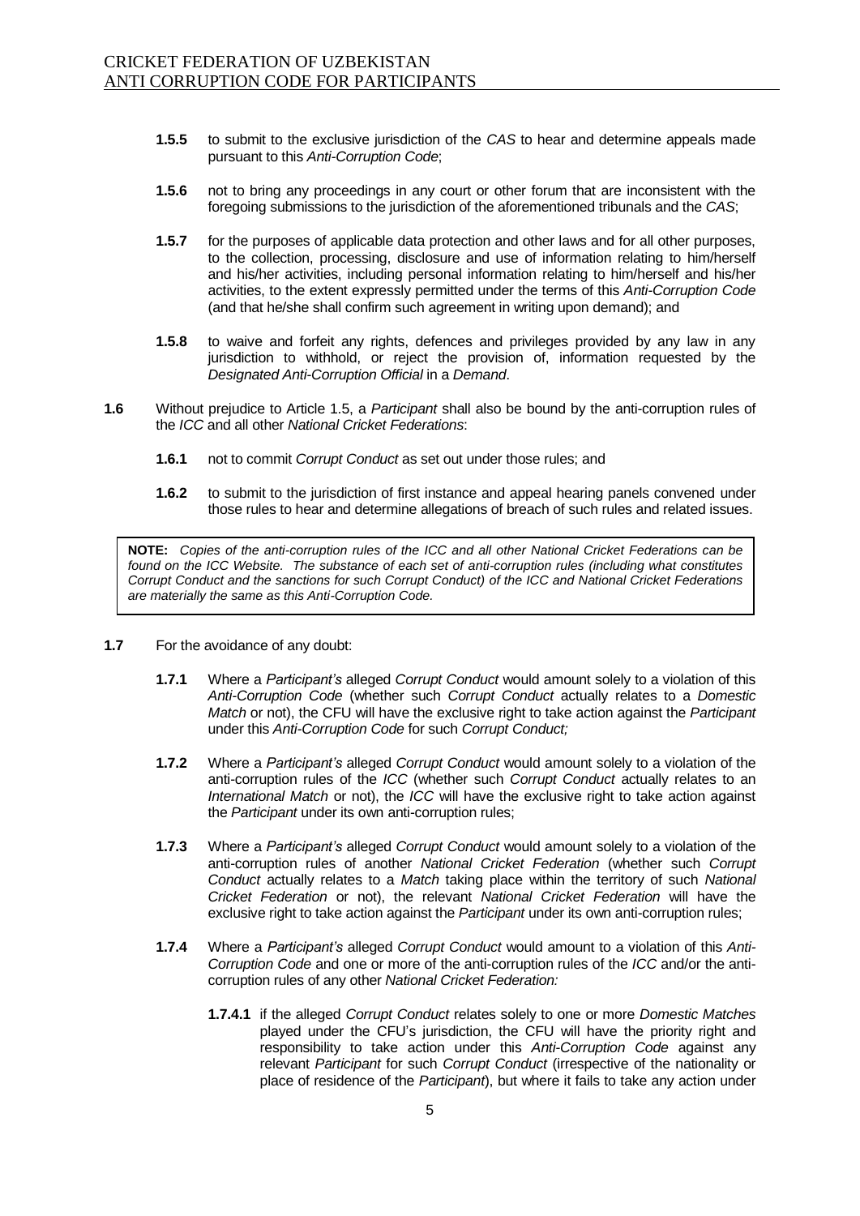**1.5.5** to submit to the exclusive jurisdiction of the *CAS* to hear and determine appeals made pursuant to this *Anti-Corruption Code*;

**1.5.6** not to bring any proceedings in any court or other forum that are inconsistent with the foregoing submissions to the jurisdiction of the aforementioned tribunals and the *CAS*;

**1.5.7** for the purposes of applicable data protection and other laws and for all other purposes, to the collection, processing, disclosure and use of information relating to him/herself and his/her activities, including personal information relating to him/herself and his/her activities, to the extent expressly permitted under the terms of this *Anti-Corruption Code* (and that he/she shall confirm such agreement in writing upon demand); and

**1.5.8** to waive and forfeit any rights, defences and privileges provided by any law in any jurisdiction to withhold, or reject the provision of, information requested by the *Designated Anti-Corruption Official* in a *Demand*.

**1.6** Without prejudice to Article 1.5, a *Participant* shall also be bound by the anti-corruption rules of the *ICC* and all other *National Cricket Federations*:

**1.6.1** not to commit *Corrupt Conduct* as set out under those rules; and

**1.6.2** to submit to the jurisdiction of first instance and appeal hearing panels convened under those rules to hear and determine allegations of breach of such rules and related issues.

> **NOTE:** *Copies of the anti-corruption rules of the ICC and all other National Cricket Federations can be found on the ICC Website. The substance of each set of anti-corruption rules (including what constitutes Corrupt Conduct and the sanctions for such Corrupt Conduct) of the ICC and National Cricket Federations are materially the same as this Anti-Corruption Code.*

**1.7** For the avoidance of any doubt:

**1.7.1** Where a *Participant's* alleged *Corrupt Conduct* would amount solely to a violation of this *Anti-Corruption Code* (whether such *Corrupt Conduct* actually relates to a *Domestic Match* or not), the CFU will have the exclusive right to take action against the *Participant* under this *Anti-Corruption Code* for such *Corrupt Conduct;*

**1.7.2** Where a *Participant's* alleged *Corrupt Conduct* would amount solely to a violation of the anti-corruption rules of the *ICC* (whether such *Corrupt Conduct* actually relates to an *International Match* or not), the *ICC* will have the exclusive right to take action against the *Participant* under its own anti-corruption rules;

**1.7.3** Where a *Participant's* alleged *Corrupt Conduct* would amount solely to a violation of the anti-corruption rules of another *National Cricket Federation* (whether such *Corrupt Conduct* actually relates to a *Match* taking place within the territory of such *National Cricket Federation* or not), the relevant *National Cricket Federation* will have the exclusive right to take action against the *Participant* under its own anti-corruption rules;

**1.7.4** Where a *Participant's* alleged *Corrupt Conduct* would amount to a violation of this *Anti-Corruption Code* and one or more of the anti-corruption rules of the *ICC* and/or the anti-corruption rules of any other *National Cricket Federation:*

**1.7.4.1** if the alleged *Corrupt Conduct* relates solely to one or more *Domestic Matches* played under the CFU's jurisdiction, the CFU will have the priority right and responsibility to take action under this *Anti-Corruption Code* against any relevant *Participant* for such *Corrupt Conduct* (irrespective of the nationality or place of residence of the *Participant*), but where it fails to take any action under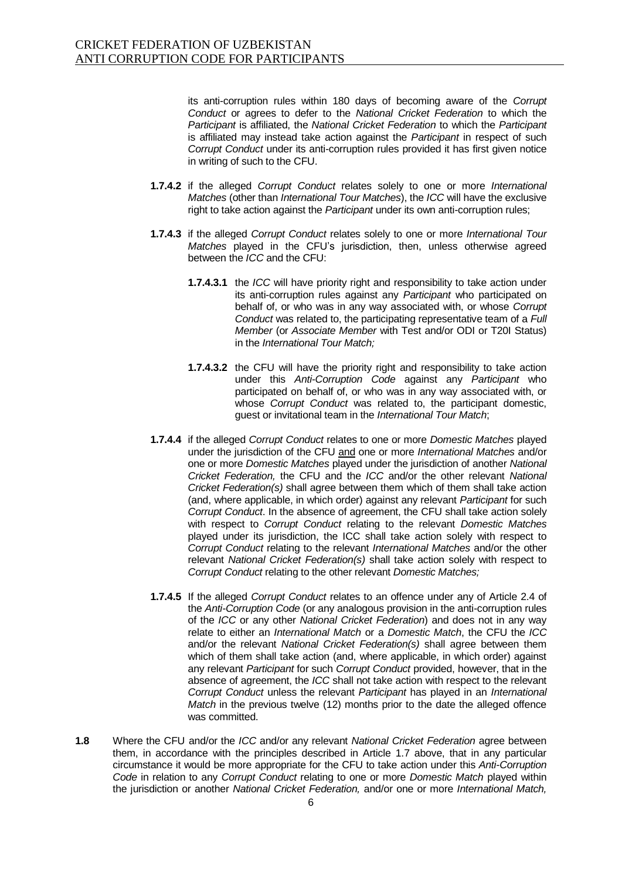its anti-corruption rules within 180 days of becoming aware of the *Corrupt Conduct* or agrees to defer to the *National Cricket Federation* to which the *Participant* is affiliated, the *National Cricket Federation* to which the *Participant* is affiliated may instead take action against the *Participant* in respect of such *Corrupt Conduct* under its anti-corruption rules provided it has first given notice in writing of such to the CFU.

**1.7.4.2** if the alleged *Corrupt Conduct* relates solely to one or more *International Matches* (other than *International Tour Matches*), the *ICC* will have the exclusive right to take action against the *Participant* under its own anti-corruption rules;

**1.7.4.3** if the alleged *Corrupt Conduct* relates solely to one or more *International Tour Matches* played in the CFU's jurisdiction, then, unless otherwise agreed between the *ICC* and the CFU:

**1.7.4.3.1** the *ICC* will have priority right and responsibility to take action under its anti-corruption rules against any *Participant* who participated on behalf of, or who was in any way associated with, or whose *Corrupt Conduct* was related to, the participating representative team of a *Full Member* (or *Associate Member* with Test and/or ODI or T20I Status) in the *International Tour Match;*

**1.7.4.3.2** the CFU will have the priority right and responsibility to take action under this *Anti-Corruption Code* against any *Participant* who participated on behalf of, or who was in any way associated with, or whose *Corrupt Conduct* was related to, the participant domestic, guest or invitational team in the *International Tour Match*;

**1.7.4.4** if the alleged *Corrupt Conduct* relates to one or more *Domestic Matches* played under the jurisdiction of the CFU <u>and</u> one or more *International Matches* and/or one or more *Domestic Matches* played under the jurisdiction of another *National Cricket Federation,* the CFU and the *ICC* and/or the other relevant *National Cricket Federation(s)* shall agree between them which of them shall take action (and, where applicable, in which order) against any relevant *Participant* for such *Corrupt Conduct*. In the absence of agreement, the CFU shall take action solely with respect to *Corrupt Conduct* relating to the relevant *Domestic Matches* played under its jurisdiction, the ICC shall take action solely with respect to *Corrupt Conduct* relating to the relevant *International Matches* and/or the other relevant *National Cricket Federation(s)* shall take action solely with respect to *Corrupt Conduct* relating to the other relevant *Domestic Matches;*

**1.7.4.5** If the alleged *Corrupt Conduct* relates to an offence under any of Article 2.4 of the *Anti-Corruption Code* (or any analogous provision in the anti-corruption rules of the *ICC* or any other *National Cricket Federation*) and does not in any way relate to either an *International Match* or a *Domestic Match*, the CFU the *ICC* and/or the relevant *National Cricket Federation(s)* shall agree between them which of them shall take action (and, where applicable, in which order) against any relevant *Participant* for such *Corrupt Conduct* provided, however, that in the absence of agreement, the *ICC* shall not take action with respect to the relevant *Corrupt Conduct* unless the relevant *Participant* has played in an *International Match* in the previous twelve (12) months prior to the date the alleged offence was committed.

**1.8** Where the CFU and/or the *ICC* and/or any relevant *National Cricket Federation* agree between them, in accordance with the principles described in Article 1.7 above, that in any particular circumstance it would be more appropriate for the CFU to take action under this *Anti-Corruption Code* in relation to any *Corrupt Conduct* relating to one or more *Domestic Match* played within the jurisdiction or another *National Cricket Federation,* and/or one or more *International Match,*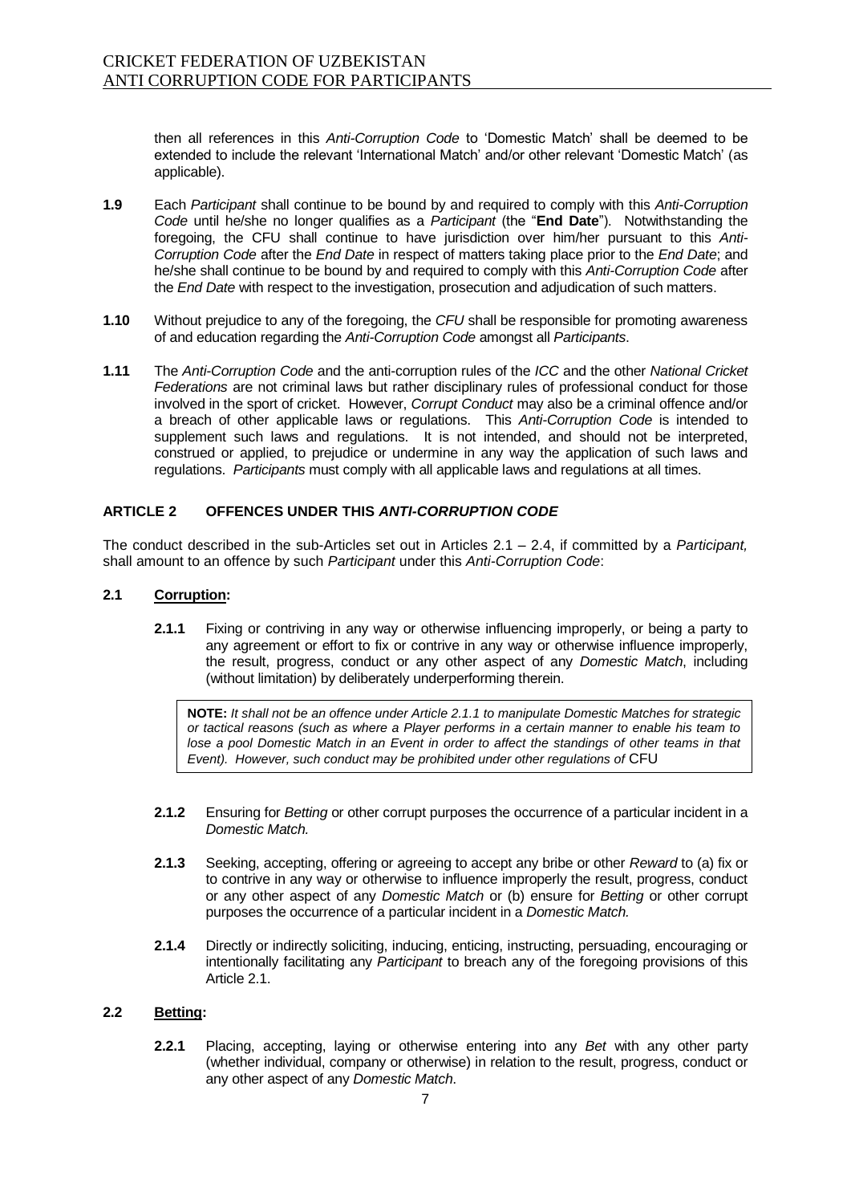then all references in this *Anti-Corruption Code* to 'Domestic Match' shall be deemed to be extended to include the relevant 'International Match' and/or other relevant 'Domestic Match' (as applicable).

**1.9** Each *Participant* shall continue to be bound by and required to comply with this *Anti-Corruption Code* until he/she no longer qualifies as a *Participant* (the "**End Date**"). Notwithstanding the foregoing, the CFU shall continue to have jurisdiction over him/her pursuant to this *Anti-Corruption Code* after the *End Date* in respect of matters taking place prior to the *End Date*; and he/she shall continue to be bound by and required to comply with this *Anti-Corruption Code* after the *End Date* with respect to the investigation, prosecution and adjudication of such matters.

**1.10** Without prejudice to any of the foregoing, the *CFU* shall be responsible for promoting awareness of and education regarding the *Anti-Corruption Code* amongst all *Participants*.

**1.11** The *Anti-Corruption Code* and the anti-corruption rules of the *ICC* and the other *National Cricket Federations* are not criminal laws but rather disciplinary rules of professional conduct for those involved in the sport of cricket. However, *Corrupt Conduct* may also be a criminal offence and/or a breach of other applicable laws or regulations. This *Anti-Corruption Code* is intended to supplement such laws and regulations. It is not intended, and should not be interpreted, construed or applied, to prejudice or undermine in any way the application of such laws and regulations. *Participants* must comply with all applicable laws and regulations at all times.

## ARTICLE 2 OFFENCES UNDER THIS *ANTI-CORRUPTION CODE*

The conduct described in the sub-Articles set out in Articles 2.1 – 2.4, if committed by a *Participant,* shall amount to an offence by such *Participant* under this *Anti-Corruption Code*:

### 2.1 Corruption:

**2.1.1** Fixing or contriving in any way or otherwise influencing improperly, or being a party to any agreement or effort to fix or contrive in any way or otherwise influence improperly, the result, progress, conduct or any other aspect of any *Domestic Match*, including (without limitation) by deliberately underperforming therein.

> **NOTE:** *It shall not be an offence under Article 2.1.1 to manipulate Domestic Matches for strategic or tactical reasons (such as where a Player performs in a certain manner to enable his team to lose a pool Domestic Match in an Event in order to affect the standings of other teams in that Event). However, such conduct may be prohibited under other regulations of* CFU

**2.1.2** Ensuring for *Betting* or other corrupt purposes the occurrence of a particular incident in a *Domestic Match.*

**2.1.3** Seeking, accepting, offering or agreeing to accept any bribe or other *Reward* to (a) fix or to contrive in any way or otherwise to influence improperly the result, progress, conduct or any other aspect of any *Domestic Match* or (b) ensure for *Betting* or other corrupt purposes the occurrence of a particular incident in a *Domestic Match.*

**2.1.4** Directly or indirectly soliciting, inducing, enticing, instructing, persuading, encouraging or intentionally facilitating any *Participant* to breach any of the foregoing provisions of this Article 2.1.

### 2.2 Betting:

**2.2.1** Placing, accepting, laying or otherwise entering into any *Bet* with any other party (whether individual, company or otherwise) in relation to the result, progress, conduct or any other aspect of any *Domestic Match*.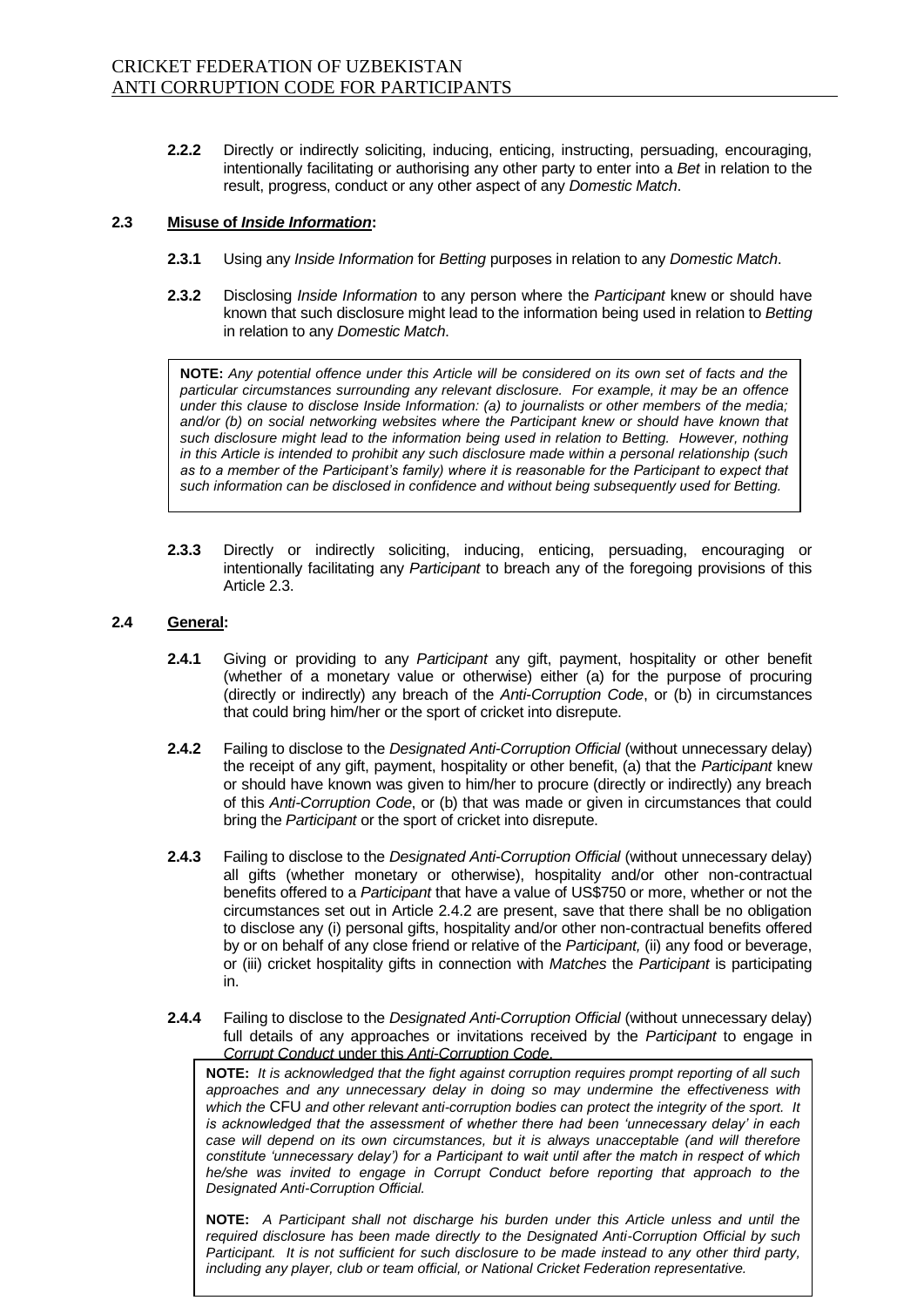**2.2.2** Directly or indirectly soliciting, inducing, enticing, instructing, persuading, encouraging, intentionally facilitating or authorising any other party to enter into a *Bet* in relation to the result, progress, conduct or any other aspect of any *Domestic Match*.

**2.3** **Misuse of *Inside Information*:**

**2.3.1** Using any *Inside Information* for *Betting* purposes in relation to any *Domestic Match*.

**2.3.2** Disclosing *Inside Information* to any person where the *Participant* knew or should have known that such disclosure might lead to the information being used in relation to *Betting* in relation to any *Domestic Match*.

> **NOTE:** *Any potential offence under this Article will be considered on its own set of facts and the particular circumstances surrounding any relevant disclosure. For example, it may be an offence under this clause to disclose Inside Information: (a) to journalists or other members of the media; and/or (b) on social networking websites where the Participant knew or should have known that such disclosure might lead to the information being used in relation to Betting. However, nothing in this Article is intended to prohibit any such disclosure made within a personal relationship (such as to a member of the Participant's family) where it is reasonable for the Participant to expect that such information can be disclosed in confidence and without being subsequently used for Betting.*

**2.3.3** Directly or indirectly soliciting, inducing, enticing, persuading, encouraging or intentionally facilitating any *Participant* to breach any of the foregoing provisions of this Article 2.3.

**2.4** **General:**

**2.4.1** Giving or providing to any *Participant* any gift, payment, hospitality or other benefit (whether of a monetary value or otherwise) either (a) for the purpose of procuring (directly or indirectly) any breach of the *Anti-Corruption Code*, or (b) in circumstances that could bring him/her or the sport of cricket into disrepute.

**2.4.2** Failing to disclose to the *Designated Anti-Corruption Official* (without unnecessary delay) the receipt of any gift, payment, hospitality or other benefit, (a) that the *Participant* knew or should have known was given to him/her to procure (directly or indirectly) any breach of this *Anti-Corruption Code*, or (b) that was made or given in circumstances that could bring the *Participant* or the sport of cricket into disrepute.

**2.4.3** Failing to disclose to the *Designated Anti-Corruption Official* (without unnecessary delay) all gifts (whether monetary or otherwise), hospitality and/or other non-contractual benefits offered to a *Participant* that have a value of US$750 or more, whether or not the circumstances set out in Article 2.4.2 are present, save that there shall be no obligation to disclose any (i) personal gifts, hospitality and/or other non-contractual benefits offered by or on behalf of any close friend or relative of the *Participant,* (ii) any food or beverage, or (iii) cricket hospitality gifts in connection with *Matches* the *Participant* is participating in.

**2.4.4** Failing to disclose to the *Designated Anti-Corruption Official* (without unnecessary delay) full details of any approaches or invitations received by the *Participant* to engage in *Corrupt Conduct* under this *Anti-Corruption Code*.

> **NOTE:** *It is acknowledged that the fight against corruption requires prompt reporting of all such approaches and any unnecessary delay in doing so may undermine the effectiveness with which the* CFU *and other relevant anti-corruption bodies can protect the integrity of the sport. It is acknowledged that the assessment of whether there had been 'unnecessary delay' in each case will depend on its own circumstances, but it is always unacceptable (and will therefore constitute 'unnecessary delay') for a Participant to wait until after the match in respect of which he/she was invited to engage in Corrupt Conduct before reporting that approach to the Designated Anti-Corruption Official.*
>
> **NOTE:** *A Participant shall not discharge his burden under this Article unless and until the required disclosure has been made directly to the Designated Anti-Corruption Official by such Participant. It is not sufficient for such disclosure to be made instead to any other third party, including any player, club or team official, or National Cricket Federation representative.*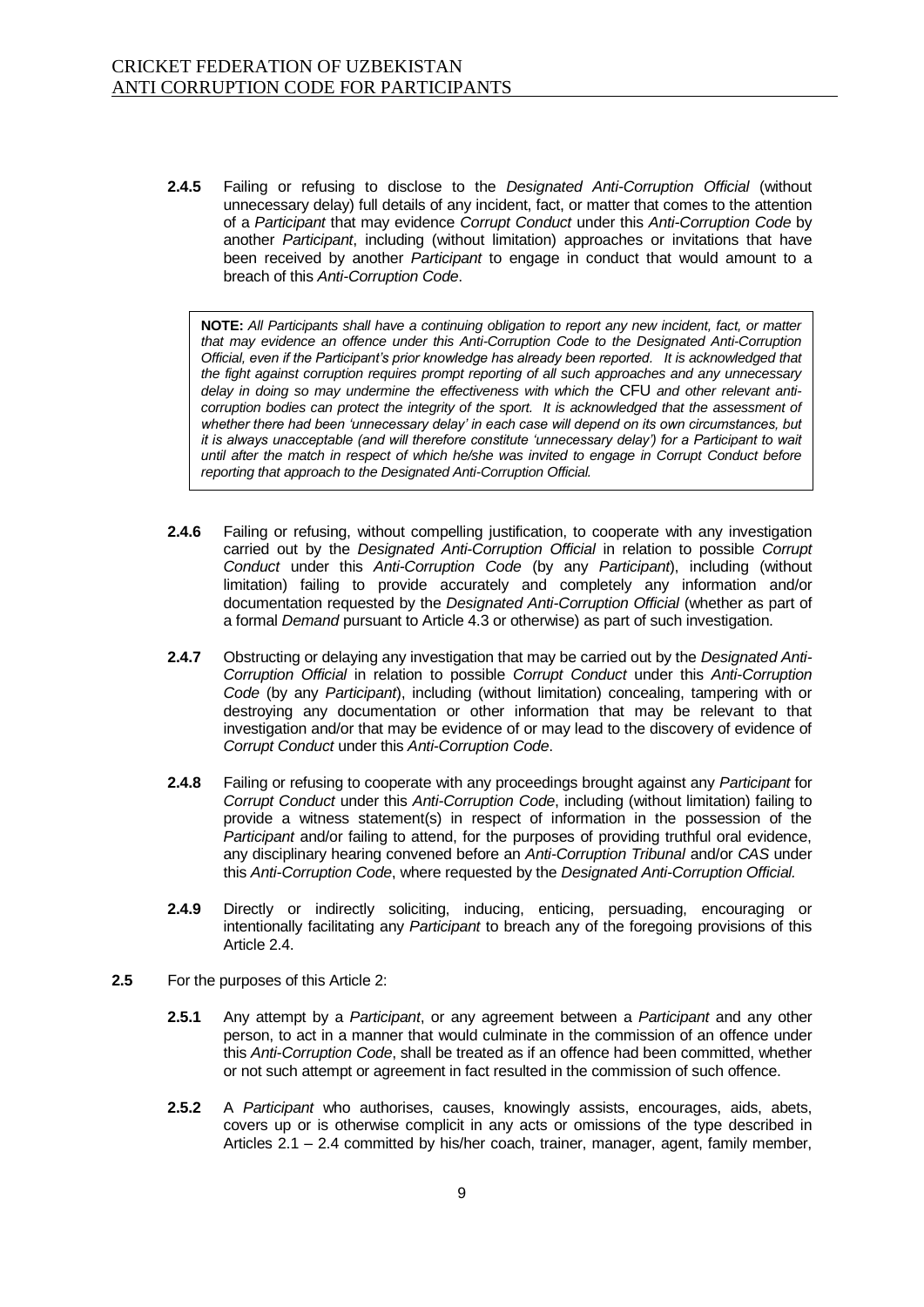**2.4.5** Failing or refusing to disclose to the *Designated Anti-Corruption Official* (without unnecessary delay) full details of any incident, fact, or matter that comes to the attention of a *Participant* that may evidence *Corrupt Conduct* under this *Anti-Corruption Code* by another *Participant*, including (without limitation) approaches or invitations that have been received by another *Participant* to engage in conduct that would amount to a breach of this *Anti-Corruption Code*.

> **NOTE:** *All Participants shall have a continuing obligation to report any new incident, fact, or matter that may evidence an offence under this Anti-Corruption Code to the Designated Anti-Corruption Official, even if the Participant's prior knowledge has already been reported. It is acknowledged that the fight against corruption requires prompt reporting of all such approaches and any unnecessary delay in doing so may undermine the effectiveness with which the* CFU *and other relevant anti-corruption bodies can protect the integrity of the sport. It is acknowledged that the assessment of whether there had been 'unnecessary delay' in each case will depend on its own circumstances, but it is always unacceptable (and will therefore constitute 'unnecessary delay') for a Participant to wait until after the match in respect of which he/she was invited to engage in Corrupt Conduct before reporting that approach to the Designated Anti-Corruption Official.*

**2.4.6** Failing or refusing, without compelling justification, to cooperate with any investigation carried out by the *Designated Anti-Corruption Official* in relation to possible *Corrupt Conduct* under this *Anti-Corruption Code* (by any *Participant*), including (without limitation) failing to provide accurately and completely any information and/or documentation requested by the *Designated Anti-Corruption Official* (whether as part of a formal *Demand* pursuant to Article 4.3 or otherwise) as part of such investigation.

**2.4.7** Obstructing or delaying any investigation that may be carried out by the *Designated Anti-Corruption Official* in relation to possible *Corrupt Conduct* under this *Anti-Corruption Code* (by any *Participant*), including (without limitation) concealing, tampering with or destroying any documentation or other information that may be relevant to that investigation and/or that may be evidence of or may lead to the discovery of evidence of *Corrupt Conduct* under this *Anti-Corruption Code*.

**2.4.8** Failing or refusing to cooperate with any proceedings brought against any *Participant* for *Corrupt Conduct* under this *Anti-Corruption Code*, including (without limitation) failing to provide a witness statement(s) in respect of information in the possession of the *Participant* and/or failing to attend, for the purposes of providing truthful oral evidence, any disciplinary hearing convened before an *Anti-Corruption Tribunal* and/or *CAS* under this *Anti-Corruption Code*, where requested by the *Designated Anti-Corruption Official.*

**2.4.9** Directly or indirectly soliciting, inducing, enticing, persuading, encouraging or intentionally facilitating any *Participant* to breach any of the foregoing provisions of this Article 2.4.

**2.5** For the purposes of this Article 2:

**2.5.1** Any attempt by a *Participant*, or any agreement between a *Participant* and any other person, to act in a manner that would culminate in the commission of an offence under this *Anti-Corruption Code*, shall be treated as if an offence had been committed, whether or not such attempt or agreement in fact resulted in the commission of such offence.

**2.5.2** A *Participant* who authorises, causes, knowingly assists, encourages, aids, abets, covers up or is otherwise complicit in any acts or omissions of the type described in Articles 2.1 – 2.4 committed by his/her coach, trainer, manager, agent, family member,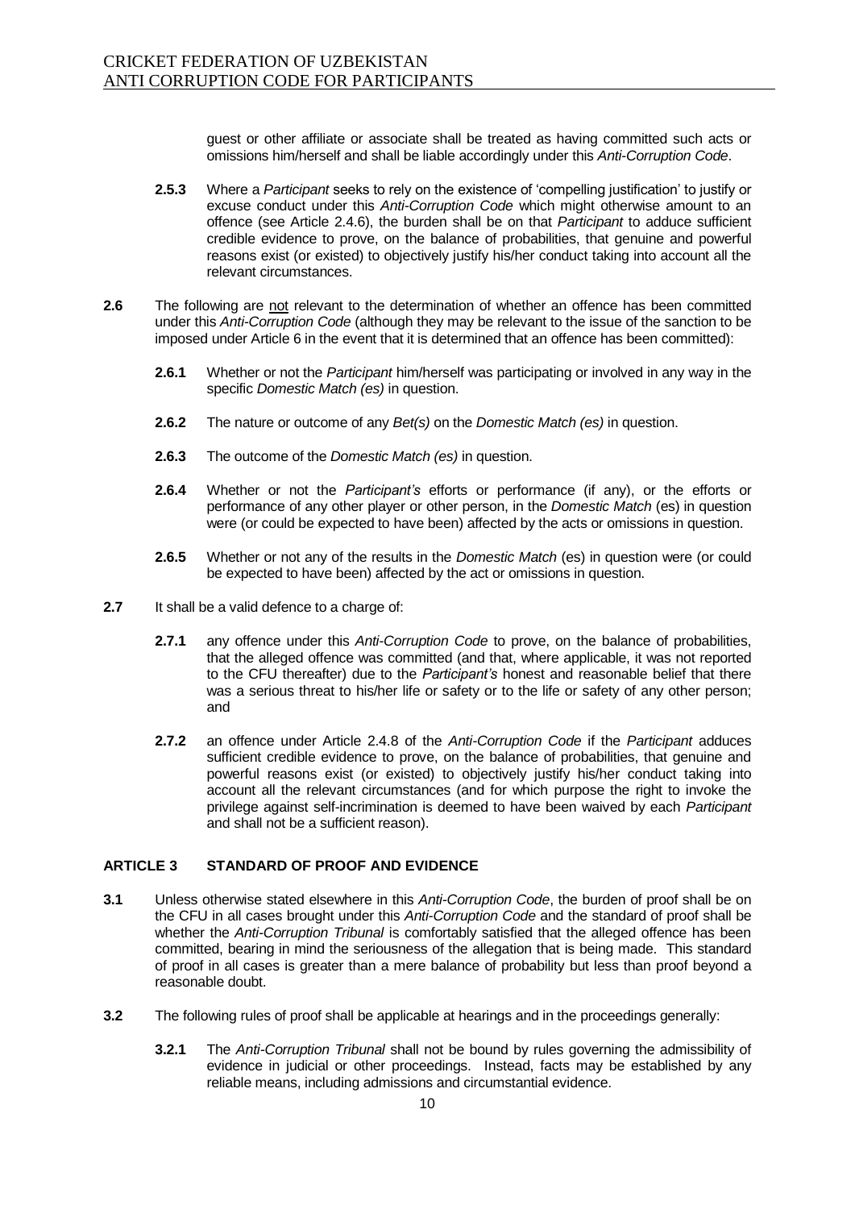guest or other affiliate or associate shall be treated as having committed such acts or omissions him/herself and shall be liable accordingly under this *Anti-Corruption Code*.

**2.5.3** Where a *Participant* seeks to rely on the existence of 'compelling justification' to justify or excuse conduct under this *Anti-Corruption Code* which might otherwise amount to an offence (see Article 2.4.6), the burden shall be on that *Participant* to adduce sufficient credible evidence to prove, on the balance of probabilities, that genuine and powerful reasons exist (or existed) to objectively justify his/her conduct taking into account all the relevant circumstances.

**2.6** The following are <u>not</u> relevant to the determination of whether an offence has been committed under this *Anti-Corruption Code* (although they may be relevant to the issue of the sanction to be imposed under Article 6 in the event that it is determined that an offence has been committed):

**2.6.1** Whether or not the *Participant* him/herself was participating or involved in any way in the specific *Domestic Match (es)* in question.

**2.6.2** The nature or outcome of any *Bet(s)* on the *Domestic Match (es)* in question.

**2.6.3** The outcome of the *Domestic Match (es)* in question.

**2.6.4** Whether or not the *Participant's* efforts or performance (if any), or the efforts or performance of any other player or other person, in the *Domestic Match* (es) in question were (or could be expected to have been) affected by the acts or omissions in question.

**2.6.5** Whether or not any of the results in the *Domestic Match* (es) in question were (or could be expected to have been) affected by the act or omissions in question.

**2.7** It shall be a valid defence to a charge of:

**2.7.1** any offence under this *Anti-Corruption Code* to prove, on the balance of probabilities, that the alleged offence was committed (and that, where applicable, it was not reported to the CFU thereafter) due to the *Participant's* honest and reasonable belief that there was a serious threat to his/her life or safety or to the life or safety of any other person; and

**2.7.2** an offence under Article 2.4.8 of the *Anti-Corruption Code* if the *Participant* adduces sufficient credible evidence to prove, on the balance of probabilities, that genuine and powerful reasons exist (or existed) to objectively justify his/her conduct taking into account all the relevant circumstances (and for which purpose the right to invoke the privilege against self-incrimination is deemed to have been waived by each *Participant* and shall not be a sufficient reason).

## ARTICLE 3 STANDARD OF PROOF AND EVIDENCE

**3.1** Unless otherwise stated elsewhere in this *Anti-Corruption Code*, the burden of proof shall be on the CFU in all cases brought under this *Anti-Corruption Code* and the standard of proof shall be whether the *Anti-Corruption Tribunal* is comfortably satisfied that the alleged offence has been committed, bearing in mind the seriousness of the allegation that is being made. This standard of proof in all cases is greater than a mere balance of probability but less than proof beyond a reasonable doubt.

**3.2** The following rules of proof shall be applicable at hearings and in the proceedings generally:

**3.2.1** The *Anti-Corruption Tribunal* shall not be bound by rules governing the admissibility of evidence in judicial or other proceedings. Instead, facts may be established by any reliable means, including admissions and circumstantial evidence.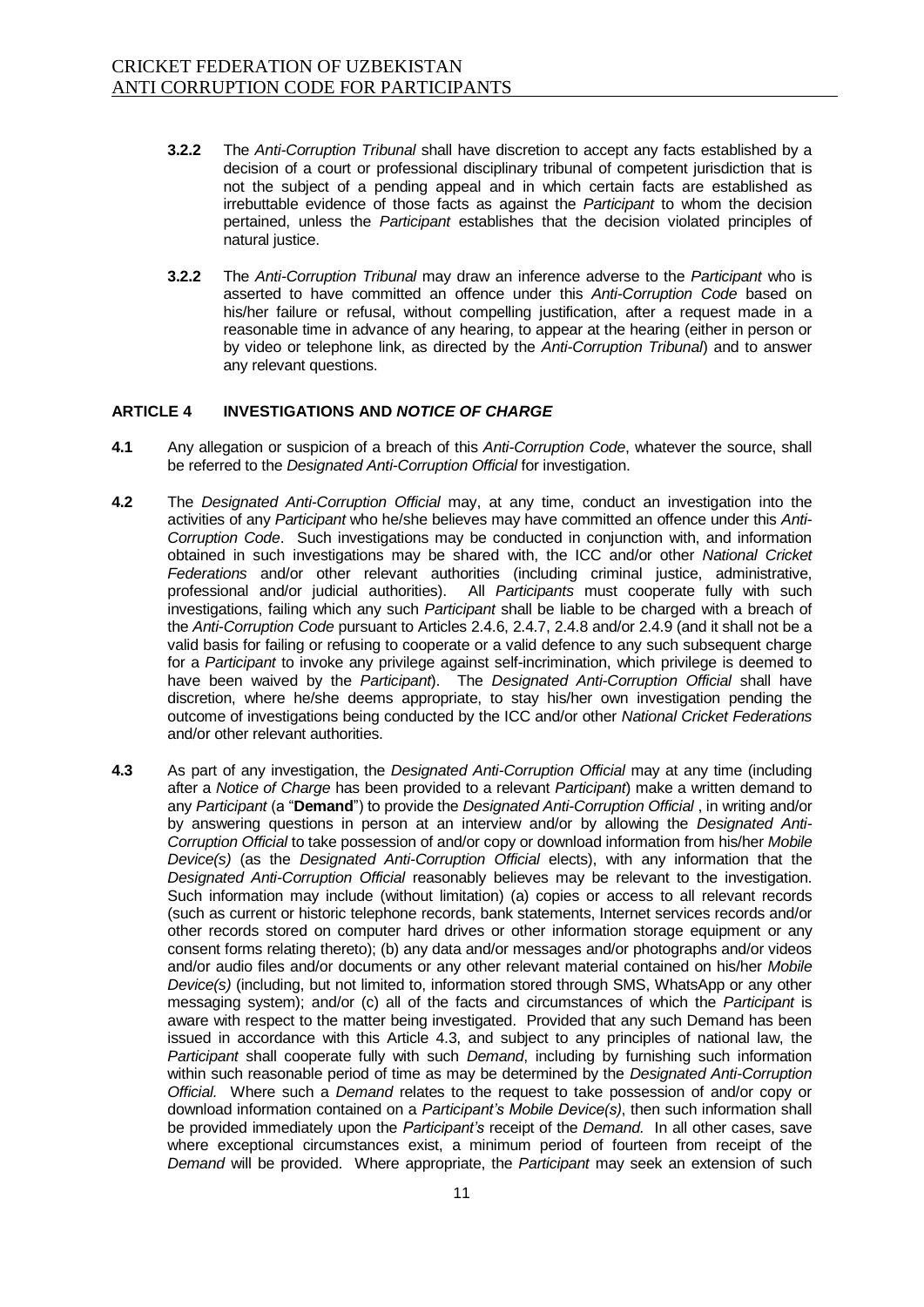**3.2.2** The *Anti-Corruption Tribunal* shall have discretion to accept any facts established by a decision of a court or professional disciplinary tribunal of competent jurisdiction that is not the subject of a pending appeal and in which certain facts are established as irrebuttable evidence of those facts as against the *Participant* to whom the decision pertained, unless the *Participant* establishes that the decision violated principles of natural justice.

**3.2.2** The *Anti-Corruption Tribunal* may draw an inference adverse to the *Participant* who is asserted to have committed an offence under this *Anti-Corruption Code* based on his/her failure or refusal, without compelling justification, after a request made in a reasonable time in advance of any hearing, to appear at the hearing (either in person or by video or telephone link, as directed by the *Anti-Corruption Tribunal*) and to answer any relevant questions.

## ARTICLE 4 INVESTIGATIONS AND *NOTICE OF CHARGE*

**4.1** Any allegation or suspicion of a breach of this *Anti-Corruption Code*, whatever the source, shall be referred to the *Designated Anti-Corruption Official* for investigation.

**4.2** The *Designated Anti-Corruption Official* may, at any time, conduct an investigation into the activities of any *Participant* who he/she believes may have committed an offence under this *Anti-Corruption Code*. Such investigations may be conducted in conjunction with, and information obtained in such investigations may be shared with, the ICC and/or other *National Cricket Federations* and/or other relevant authorities (including criminal justice, administrative, professional and/or judicial authorities). All *Participants* must cooperate fully with such investigations, failing which any such *Participant* shall be liable to be charged with a breach of the *Anti-Corruption Code* pursuant to Articles 2.4.6, 2.4.7, 2.4.8 and/or 2.4.9 (and it shall not be a valid basis for failing or refusing to cooperate or a valid defence to any such subsequent charge for a *Participant* to invoke any privilege against self-incrimination, which privilege is deemed to have been waived by the *Participant*). The *Designated Anti-Corruption Official* shall have discretion, where he/she deems appropriate, to stay his/her own investigation pending the outcome of investigations being conducted by the ICC and/or other *National Cricket Federations* and/or other relevant authorities.

**4.3** As part of any investigation, the *Designated Anti-Corruption Official* may at any time (including after a *Notice of Charge* has been provided to a relevant *Participant*) make a written demand to any *Participant* (a "**Demand**") to provide the *Designated Anti-Corruption Official* , in writing and/or by answering questions in person at an interview and/or by allowing the *Designated Anti-Corruption Official* to take possession of and/or copy or download information from his/her *Mobile Device(s)* (as the *Designated Anti-Corruption Official* elects), with any information that the *Designated Anti-Corruption Official* reasonably believes may be relevant to the investigation. Such information may include (without limitation) (a) copies or access to all relevant records (such as current or historic telephone records, bank statements, Internet services records and/or other records stored on computer hard drives or other information storage equipment or any consent forms relating thereto); (b) any data and/or messages and/or photographs and/or videos and/or audio files and/or documents or any other relevant material contained on his/her *Mobile Device(s)* (including, but not limited to, information stored through SMS, WhatsApp or any other messaging system); and/or (c) all of the facts and circumstances of which the *Participant* is aware with respect to the matter being investigated. Provided that any such Demand has been issued in accordance with this Article 4.3, and subject to any principles of national law, the *Participant* shall cooperate fully with such *Demand*, including by furnishing such information within such reasonable period of time as may be determined by the *Designated Anti-Corruption Official.* Where such a *Demand* relates to the request to take possession of and/or copy or download information contained on a *Participant's Mobile Device(s)*, then such information shall be provided immediately upon the *Participant's* receipt of the *Demand.* In all other cases, save where exceptional circumstances exist, a minimum period of fourteen from receipt of the *Demand* will be provided. Where appropriate, the *Participant* may seek an extension of such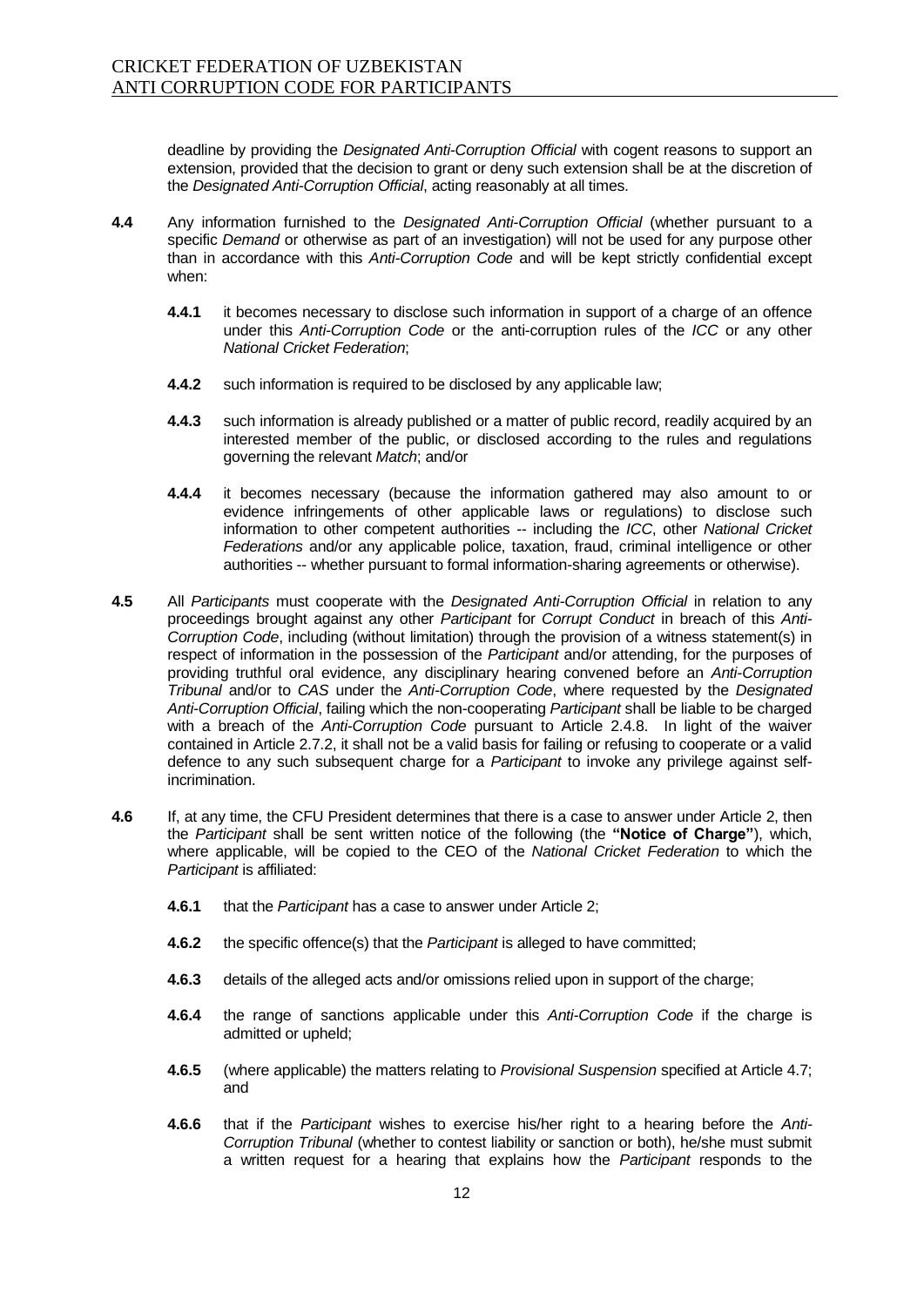deadline by providing the *Designated Anti-Corruption Official* with cogent reasons to support an extension, provided that the decision to grant or deny such extension shall be at the discretion of the *Designated Anti-Corruption Official*, acting reasonably at all times.

**4.4** Any information furnished to the *Designated Anti-Corruption Official* (whether pursuant to a specific *Demand* or otherwise as part of an investigation) will not be used for any purpose other than in accordance with this *Anti-Corruption Code* and will be kept strictly confidential except when:

> **4.4.1** it becomes necessary to disclose such information in support of a charge of an offence under this *Anti-Corruption Code* or the anti-corruption rules of the *ICC* or any other *National Cricket Federation*;
>
> **4.4.2** such information is required to be disclosed by any applicable law;
>
> **4.4.3** such information is already published or a matter of public record, readily acquired by an interested member of the public, or disclosed according to the rules and regulations governing the relevant *Match*; and/or
>
> **4.4.4** it becomes necessary (because the information gathered may also amount to or evidence infringements of other applicable laws or regulations) to disclose such information to other competent authorities -- including the *ICC*, other *National Cricket Federations* and/or any applicable police, taxation, fraud, criminal intelligence or other authorities -- whether pursuant to formal information-sharing agreements or otherwise).

**4.5** All *Participants* must cooperate with the *Designated Anti-Corruption Official* in relation to any proceedings brought against any other *Participant* for *Corrupt Conduct* in breach of this *Anti-Corruption Code*, including (without limitation) through the provision of a witness statement(s) in respect of information in the possession of the *Participant* and/or attending, for the purposes of providing truthful oral evidence, any disciplinary hearing convened before an *Anti-Corruption Tribunal* and/or to *CAS* under the *Anti-Corruption Code*, where requested by the *Designated Anti-Corruption Official*, failing which the non-cooperating *Participant* shall be liable to be charged with a breach of the *Anti-Corruption Code* pursuant to Article 2.4.8. In light of the waiver contained in Article 2.7.2, it shall not be a valid basis for failing or refusing to cooperate or a valid defence to any such subsequent charge for a *Participant* to invoke any privilege against self-incrimination.

**4.6** If, at any time, the CFU President determines that there is a case to answer under Article 2, then the *Participant* shall be sent written notice of the following (the **"Notice of Charge"**), which, where applicable, will be copied to the CEO of the *National Cricket Federation* to which the *Participant* is affiliated:

> **4.6.1** that the *Participant* has a case to answer under Article 2;
>
> **4.6.2** the specific offence(s) that the *Participant* is alleged to have committed;
>
> **4.6.3** details of the alleged acts and/or omissions relied upon in support of the charge;
>
> **4.6.4** the range of sanctions applicable under this *Anti-Corruption Code* if the charge is admitted or upheld;
>
> **4.6.5** (where applicable) the matters relating to *Provisional Suspension* specified at Article 4.7; and
>
> **4.6.6** that if the *Participant* wishes to exercise his/her right to a hearing before the *Anti-Corruption Tribunal* (whether to contest liability or sanction or both), he/she must submit a written request for a hearing that explains how the *Participant* responds to the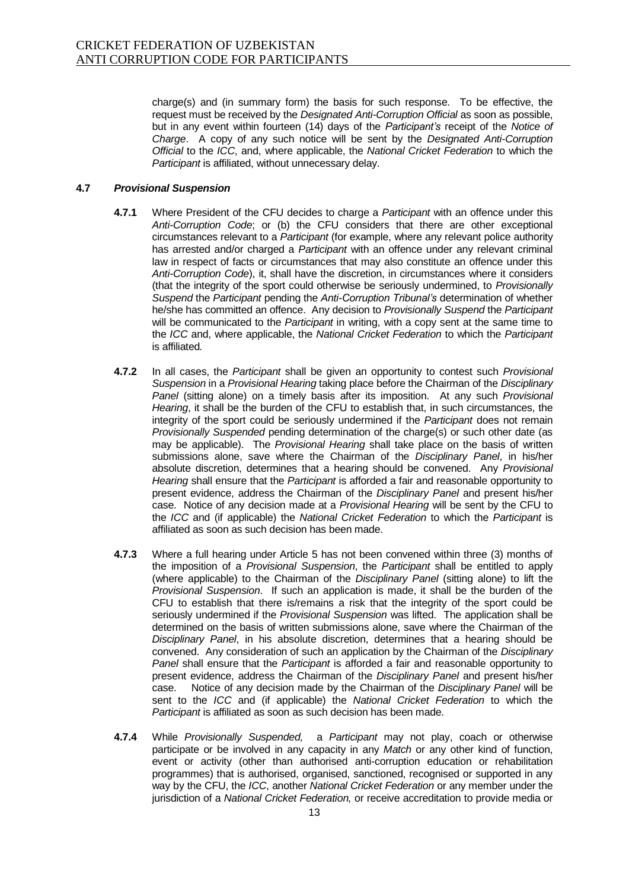charge(s) and (in summary form) the basis for such response. To be effective, the request must be received by the *Designated Anti-Corruption Official* as soon as possible, but in any event within fourteen (14) days of the *Participant's* receipt of the *Notice of Charge*. A copy of any such notice will be sent by the *Designated Anti-Corruption Official* to the *ICC*, and, where applicable, the *National Cricket Federation* to which the *Participant* is affiliated, without unnecessary delay.

**4.7** ***Provisional Suspension***

**4.7.1** Where President of the CFU decides to charge a *Participant* with an offence under this *Anti-Corruption Code*; or (b) the CFU considers that there are other exceptional circumstances relevant to a *Participant* (for example, where any relevant police authority has arrested and/or charged a *Participant* with an offence under any relevant criminal law in respect of facts or circumstances that may also constitute an offence under this *Anti-Corruption Code*), it, shall have the discretion, in circumstances where it considers (that the integrity of the sport could otherwise be seriously undermined, to *Provisionally Suspend* the *Participant* pending the *Anti-Corruption Tribunal's* determination of whether he/she has committed an offence. Any decision to *Provisionally Suspend* the *Participant* will be communicated to the *Participant* in writing, with a copy sent at the same time to the *ICC* and, where applicable, the *National Cricket Federation* to which the *Participant* is affiliated.

**4.7.2** In all cases, the *Participant* shall be given an opportunity to contest such *Provisional Suspension* in a *Provisional Hearing* taking place before the Chairman of the *Disciplinary Panel* (sitting alone) on a timely basis after its imposition. At any such *Provisional Hearing*, it shall be the burden of the CFU to establish that, in such circumstances, the integrity of the sport could be seriously undermined if the *Participant* does not remain *Provisionally Suspended* pending determination of the charge(s) or such other date (as may be applicable). The *Provisional Hearing* shall take place on the basis of written submissions alone, save where the Chairman of the *Disciplinary Panel*, in his/her absolute discretion, determines that a hearing should be convened. Any *Provisional Hearing* shall ensure that the *Participant* is afforded a fair and reasonable opportunity to present evidence, address the Chairman of the *Disciplinary Panel* and present his/her case. Notice of any decision made at a *Provisional Hearing* will be sent by the CFU to the *ICC* and (if applicable) the *National Cricket Federation* to which the *Participant* is affiliated as soon as such decision has been made.

**4.7.3** Where a full hearing under Article 5 has not been convened within three (3) months of the imposition of a *Provisional Suspension*, the *Participant* shall be entitled to apply (where applicable) to the Chairman of the *Disciplinary Panel* (sitting alone) to lift the *Provisional Suspension*. If such an application is made, it shall be the burden of the CFU to establish that there is/remains a risk that the integrity of the sport could be seriously undermined if the *Provisional Suspension* was lifted. The application shall be determined on the basis of written submissions alone, save where the Chairman of the *Disciplinary Panel*, in his absolute discretion, determines that a hearing should be convened. Any consideration of such an application by the Chairman of the *Disciplinary Panel* shall ensure that the *Participant* is afforded a fair and reasonable opportunity to present evidence, address the Chairman of the *Disciplinary Panel* and present his/her case. Notice of any decision made by the Chairman of the *Disciplinary Panel* will be sent to the *ICC* and (if applicable) the *National Cricket Federation* to which the *Participant* is affiliated as soon as such decision has been made.

**4.7.4** While *Provisionally Suspended,* a *Participant* may not play, coach or otherwise participate or be involved in any capacity in any *Match* or any other kind of function, event or activity (other than authorised anti-corruption education or rehabilitation programmes) that is authorised, organised, sanctioned, recognised or supported in any way by the CFU, the *ICC*, another *National Cricket Federation* or any member under the jurisdiction of a *National Cricket Federation,* or receive accreditation to provide media or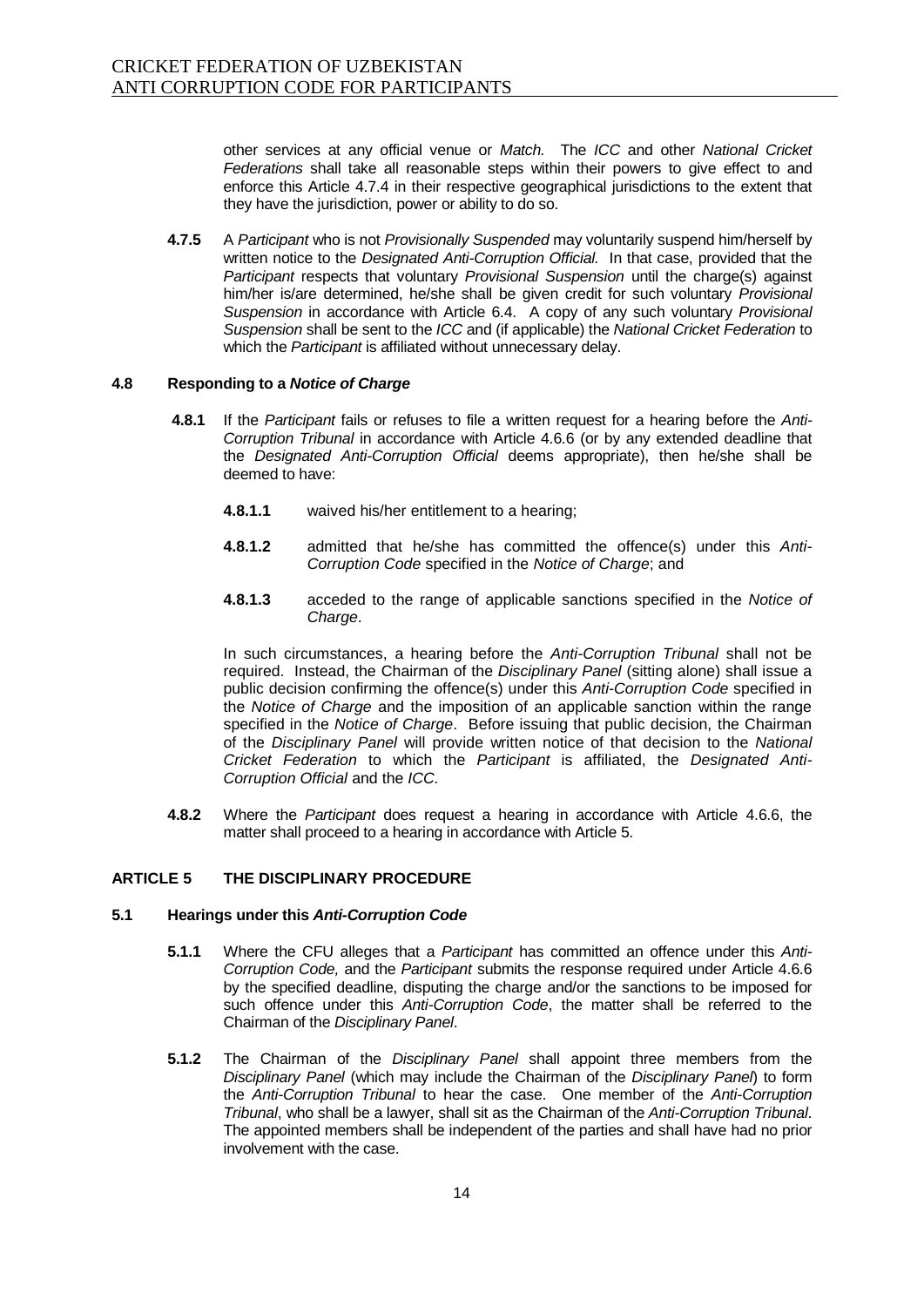other services at any official venue or *Match.* The *ICC* and other *National Cricket Federations* shall take all reasonable steps within their powers to give effect to and enforce this Article 4.7.4 in their respective geographical jurisdictions to the extent that they have the jurisdiction, power or ability to do so.

**4.7.5** A *Participant* who is not *Provisionally Suspended* may voluntarily suspend him/herself by written notice to the *Designated Anti-Corruption Official.* In that case, provided that the *Participant* respects that voluntary *Provisional Suspension* until the charge(s) against him/her is/are determined, he/she shall be given credit for such voluntary *Provisional Suspension* in accordance with Article 6.4. A copy of any such voluntary *Provisional Suspension* shall be sent to the *ICC* and (if applicable) the *National Cricket Federation* to which the *Participant* is affiliated without unnecessary delay.

### 4.8 Responding to a *Notice of Charge*

**4.8.1** If the *Participant* fails or refuses to file a written request for a hearing before the *Anti-Corruption Tribunal* in accordance with Article 4.6.6 (or by any extended deadline that the *Designated Anti-Corruption Official* deems appropriate), then he/she shall be deemed to have:

**4.8.1.1** waived his/her entitlement to a hearing;

**4.8.1.2** admitted that he/she has committed the offence(s) under this *Anti-Corruption Code* specified in the *Notice of Charge*; and

**4.8.1.3** acceded to the range of applicable sanctions specified in the *Notice of Charge*.

In such circumstances, a hearing before the *Anti-Corruption Tribunal* shall not be required. Instead, the Chairman of the *Disciplinary Panel* (sitting alone) shall issue a public decision confirming the offence(s) under this *Anti-Corruption Code* specified in the *Notice of Charge* and the imposition of an applicable sanction within the range specified in the *Notice of Charge*. Before issuing that public decision, the Chairman of the *Disciplinary Panel* will provide written notice of that decision to the *National Cricket Federation* to which the *Participant* is affiliated, the *Designated Anti-Corruption Official* and the *ICC.*

**4.8.2** Where the *Participant* does request a hearing in accordance with Article 4.6.6, the matter shall proceed to a hearing in accordance with Article 5.

## ARTICLE 5 THE DISCIPLINARY PROCEDURE

### 5.1 Hearings under this *Anti-Corruption Code*

**5.1.1** Where the CFU alleges that a *Participant* has committed an offence under this *Anti-Corruption Code,* and the *Participant* submits the response required under Article 4.6.6 by the specified deadline, disputing the charge and/or the sanctions to be imposed for such offence under this *Anti-Corruption Code*, the matter shall be referred to the Chairman of the *Disciplinary Panel*.

**5.1.2** The Chairman of the *Disciplinary Panel* shall appoint three members from the *Disciplinary Panel* (which may include the Chairman of the *Disciplinary Panel*) to form the *Anti-Corruption Tribunal* to hear the case. One member of the *Anti-Corruption Tribunal*, who shall be a lawyer, shall sit as the Chairman of the *Anti-Corruption Tribunal*. The appointed members shall be independent of the parties and shall have had no prior involvement with the case.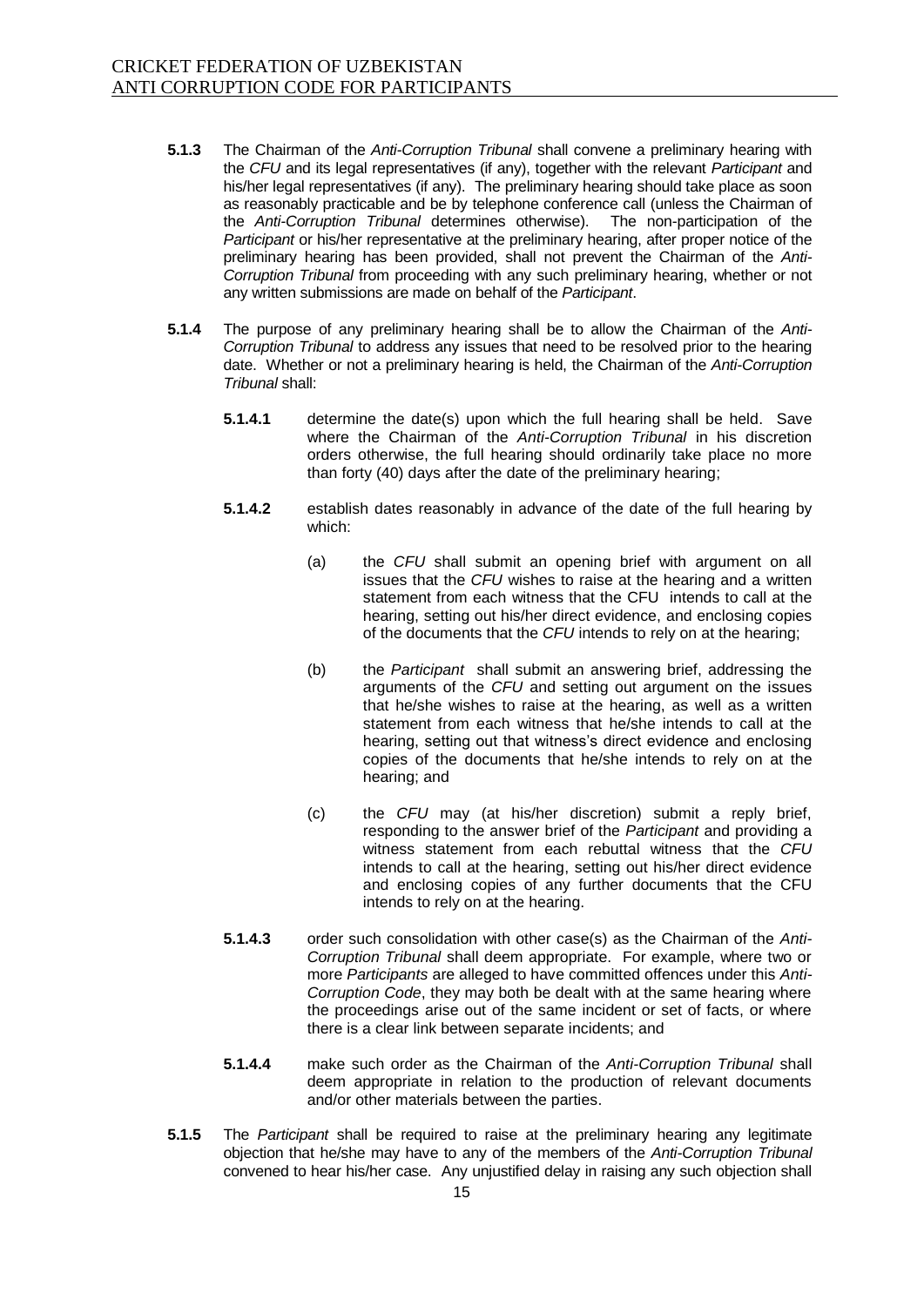**5.1.3** The Chairman of the *Anti-Corruption Tribunal* shall convene a preliminary hearing with the *CFU* and its legal representatives (if any), together with the relevant *Participant* and his/her legal representatives (if any). The preliminary hearing should take place as soon as reasonably practicable and be by telephone conference call (unless the Chairman of the *Anti-Corruption Tribunal* determines otherwise). The non-participation of the *Participant* or his/her representative at the preliminary hearing, after proper notice of the preliminary hearing has been provided, shall not prevent the Chairman of the *Anti-Corruption Tribunal* from proceeding with any such preliminary hearing, whether or not any written submissions are made on behalf of the *Participant*.

**5.1.4** The purpose of any preliminary hearing shall be to allow the Chairman of the *Anti-Corruption Tribunal* to address any issues that need to be resolved prior to the hearing date. Whether or not a preliminary hearing is held, the Chairman of the *Anti-Corruption Tribunal* shall:

**5.1.4.1** determine the date(s) upon which the full hearing shall be held. Save where the Chairman of the *Anti-Corruption Tribunal* in his discretion orders otherwise, the full hearing should ordinarily take place no more than forty (40) days after the date of the preliminary hearing;

**5.1.4.2** establish dates reasonably in advance of the date of the full hearing by which:

(a) the *CFU* shall submit an opening brief with argument on all issues that the *CFU* wishes to raise at the hearing and a written statement from each witness that the CFU intends to call at the hearing, setting out his/her direct evidence, and enclosing copies of the documents that the *CFU* intends to rely on at the hearing;

(b) the *Participant* shall submit an answering brief, addressing the arguments of the *CFU* and setting out argument on the issues that he/she wishes to raise at the hearing, as well as a written statement from each witness that he/she intends to call at the hearing, setting out that witness's direct evidence and enclosing copies of the documents that he/she intends to rely on at the hearing; and

(c) the *CFU* may (at his/her discretion) submit a reply brief, responding to the answer brief of the *Participant* and providing a witness statement from each rebuttal witness that the *CFU* intends to call at the hearing, setting out his/her direct evidence and enclosing copies of any further documents that the CFU intends to rely on at the hearing.

**5.1.4.3** order such consolidation with other case(s) as the Chairman of the *Anti-Corruption Tribunal* shall deem appropriate. For example, where two or more *Participants* are alleged to have committed offences under this *Anti-Corruption Code*, they may both be dealt with at the same hearing where the proceedings arise out of the same incident or set of facts, or where there is a clear link between separate incidents; and

**5.1.4.4** make such order as the Chairman of the *Anti-Corruption Tribunal* shall deem appropriate in relation to the production of relevant documents and/or other materials between the parties.

**5.1.5** The *Participant* shall be required to raise at the preliminary hearing any legitimate objection that he/she may have to any of the members of the *Anti-Corruption Tribunal* convened to hear his/her case. Any unjustified delay in raising any such objection shall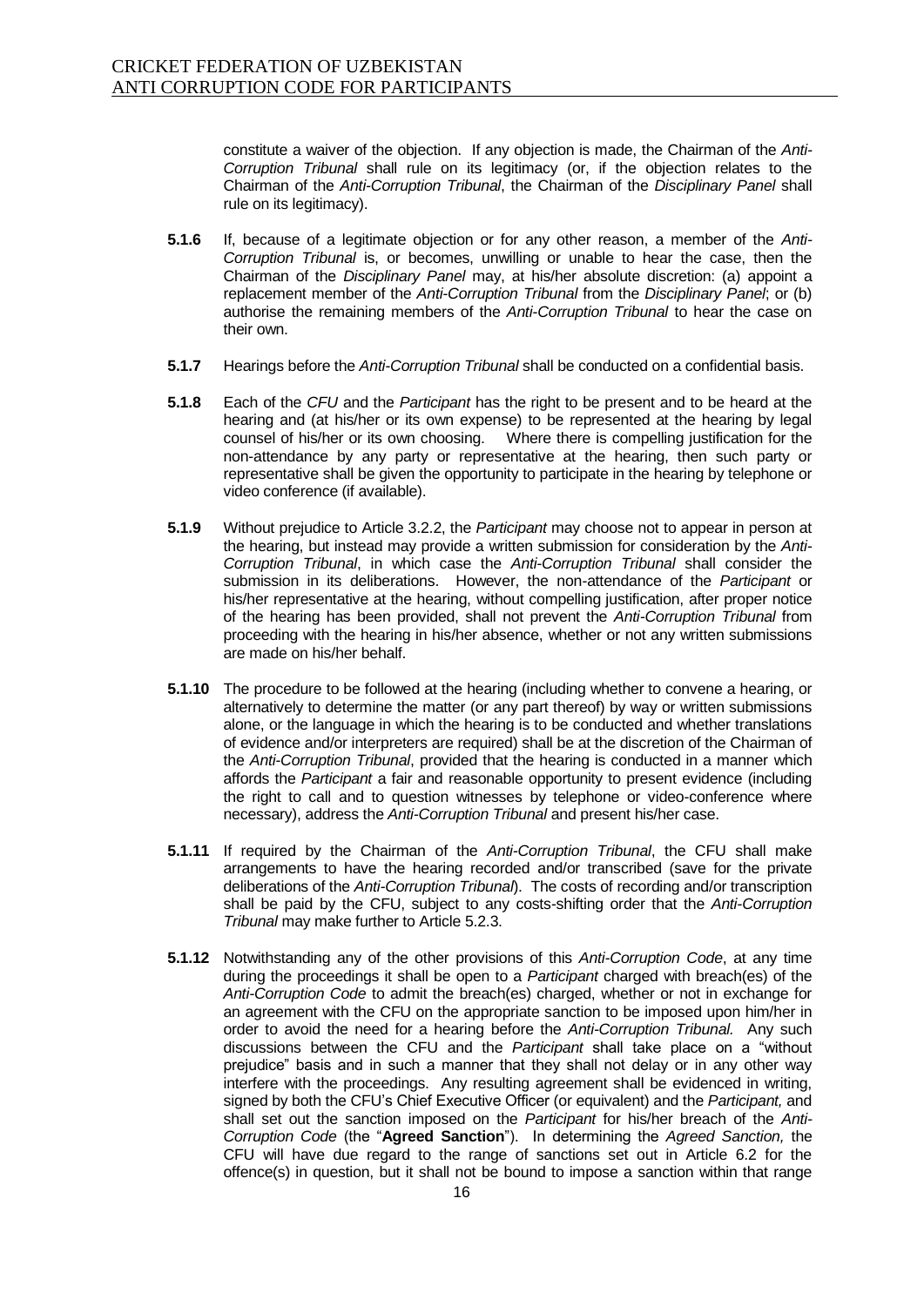constitute a waiver of the objection. If any objection is made, the Chairman of the *Anti-Corruption Tribunal* shall rule on its legitimacy (or, if the objection relates to the Chairman of the *Anti-Corruption Tribunal*, the Chairman of the *Disciplinary Panel* shall rule on its legitimacy).

**5.1.6** If, because of a legitimate objection or for any other reason, a member of the *Anti-Corruption Tribunal* is, or becomes, unwilling or unable to hear the case, then the Chairman of the *Disciplinary Panel* may, at his/her absolute discretion: (a) appoint a replacement member of the *Anti-Corruption Tribunal* from the *Disciplinary Panel*; or (b) authorise the remaining members of the *Anti-Corruption Tribunal* to hear the case on their own.

**5.1.7** Hearings before the *Anti-Corruption Tribunal* shall be conducted on a confidential basis.

**5.1.8** Each of the *CFU* and the *Participant* has the right to be present and to be heard at the hearing and (at his/her or its own expense) to be represented at the hearing by legal counsel of his/her or its own choosing. Where there is compelling justification for the non-attendance by any party or representative at the hearing, then such party or representative shall be given the opportunity to participate in the hearing by telephone or video conference (if available).

**5.1.9** Without prejudice to Article 3.2.2, the *Participant* may choose not to appear in person at the hearing, but instead may provide a written submission for consideration by the *Anti-Corruption Tribunal*, in which case the *Anti-Corruption Tribunal* shall consider the submission in its deliberations. However, the non-attendance of the *Participant* or his/her representative at the hearing, without compelling justification, after proper notice of the hearing has been provided, shall not prevent the *Anti-Corruption Tribunal* from proceeding with the hearing in his/her absence, whether or not any written submissions are made on his/her behalf.

**5.1.10** The procedure to be followed at the hearing (including whether to convene a hearing, or alternatively to determine the matter (or any part thereof) by way or written submissions alone, or the language in which the hearing is to be conducted and whether translations of evidence and/or interpreters are required) shall be at the discretion of the Chairman of the *Anti-Corruption Tribunal*, provided that the hearing is conducted in a manner which affords the *Participant* a fair and reasonable opportunity to present evidence (including the right to call and to question witnesses by telephone or video-conference where necessary), address the *Anti-Corruption Tribunal* and present his/her case.

**5.1.11** If required by the Chairman of the *Anti-Corruption Tribunal*, the CFU shall make arrangements to have the hearing recorded and/or transcribed (save for the private deliberations of the *Anti-Corruption Tribunal*). The costs of recording and/or transcription shall be paid by the CFU, subject to any costs-shifting order that the *Anti-Corruption Tribunal* may make further to Article 5.2.3.

**5.1.12** Notwithstanding any of the other provisions of this *Anti-Corruption Code*, at any time during the proceedings it shall be open to a *Participant* charged with breach(es) of the *Anti-Corruption Code* to admit the breach(es) charged, whether or not in exchange for an agreement with the CFU on the appropriate sanction to be imposed upon him/her in order to avoid the need for a hearing before the *Anti-Corruption Tribunal.* Any such discussions between the CFU and the *Participant* shall take place on a "without prejudice" basis and in such a manner that they shall not delay or in any other way interfere with the proceedings. Any resulting agreement shall be evidenced in writing, signed by both the CFU's Chief Executive Officer (or equivalent) and the *Participant,* and shall set out the sanction imposed on the *Participant* for his/her breach of the *Anti-Corruption Code* (the "**Agreed Sanction**"). In determining the *Agreed Sanction,* the CFU will have due regard to the range of sanctions set out in Article 6.2 for the offence(s) in question, but it shall not be bound to impose a sanction within that range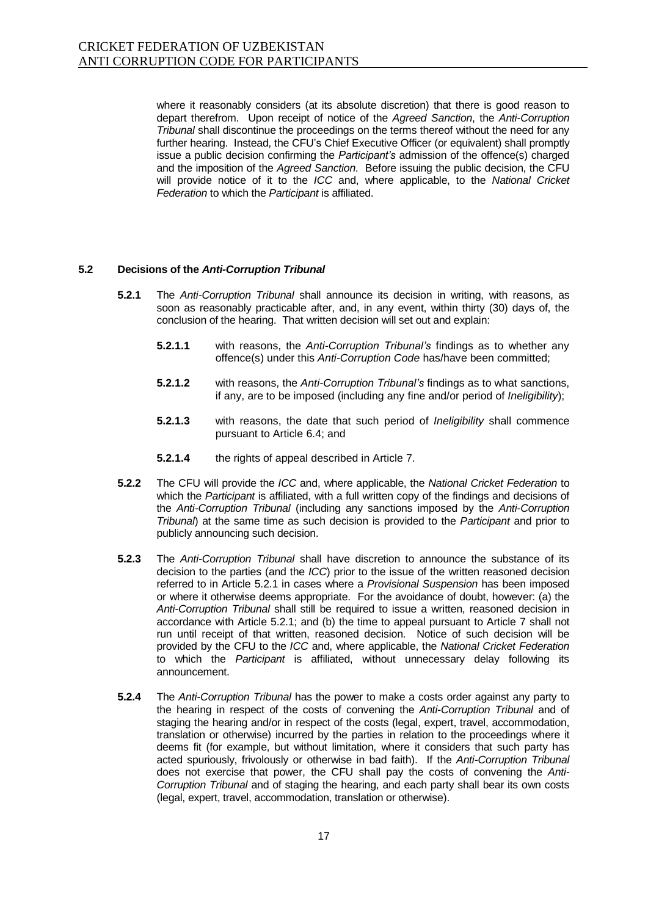where it reasonably considers (at its absolute discretion) that there is good reason to depart therefrom. Upon receipt of notice of the *Agreed Sanction*, the *Anti-Corruption Tribunal* shall discontinue the proceedings on the terms thereof without the need for any further hearing. Instead, the CFU's Chief Executive Officer (or equivalent) shall promptly issue a public decision confirming the *Participant's* admission of the offence(s) charged and the imposition of the *Agreed Sanction*. Before issuing the public decision, the CFU will provide notice of it to the *ICC* and, where applicable, to the *National Cricket Federation* to which the *Participant* is affiliated.

**5.2 Decisions of the *Anti-Corruption Tribunal***

**5.2.1** The *Anti-Corruption Tribunal* shall announce its decision in writing, with reasons, as soon as reasonably practicable after, and, in any event, within thirty (30) days of, the conclusion of the hearing. That written decision will set out and explain:

**5.2.1.1** with reasons, the *Anti-Corruption Tribunal's* findings as to whether any offence(s) under this *Anti-Corruption Code* has/have been committed;

**5.2.1.2** with reasons, the *Anti-Corruption Tribunal's* findings as to what sanctions, if any, are to be imposed (including any fine and/or period of *Ineligibility*);

**5.2.1.3** with reasons, the date that such period of *Ineligibility* shall commence pursuant to Article 6.4; and

**5.2.1.4** the rights of appeal described in Article 7.

**5.2.2** The CFU will provide the *ICC* and, where applicable, the *National Cricket Federation* to which the *Participant* is affiliated, with a full written copy of the findings and decisions of the *Anti-Corruption Tribunal* (including any sanctions imposed by the *Anti-Corruption Tribunal*) at the same time as such decision is provided to the *Participant* and prior to publicly announcing such decision.

**5.2.3** The *Anti-Corruption Tribunal* shall have discretion to announce the substance of its decision to the parties (and the *ICC*) prior to the issue of the written reasoned decision referred to in Article 5.2.1 in cases where a *Provisional Suspension* has been imposed or where it otherwise deems appropriate. For the avoidance of doubt, however: (a) the *Anti-Corruption Tribunal* shall still be required to issue a written, reasoned decision in accordance with Article 5.2.1; and (b) the time to appeal pursuant to Article 7 shall not run until receipt of that written, reasoned decision. Notice of such decision will be provided by the CFU to the *ICC* and, where applicable, the *National Cricket Federation* to which the *Participant* is affiliated, without unnecessary delay following its announcement.

**5.2.4** The *Anti-Corruption Tribunal* has the power to make a costs order against any party to the hearing in respect of the costs of convening the *Anti-Corruption Tribunal* and of staging the hearing and/or in respect of the costs (legal, expert, travel, accommodation, translation or otherwise) incurred by the parties in relation to the proceedings where it deems fit (for example, but without limitation, where it considers that such party has acted spuriously, frivolously or otherwise in bad faith). If the *Anti-Corruption Tribunal* does not exercise that power, the CFU shall pay the costs of convening the *Anti-Corruption Tribunal* and of staging the hearing, and each party shall bear its own costs (legal, expert, travel, accommodation, translation or otherwise).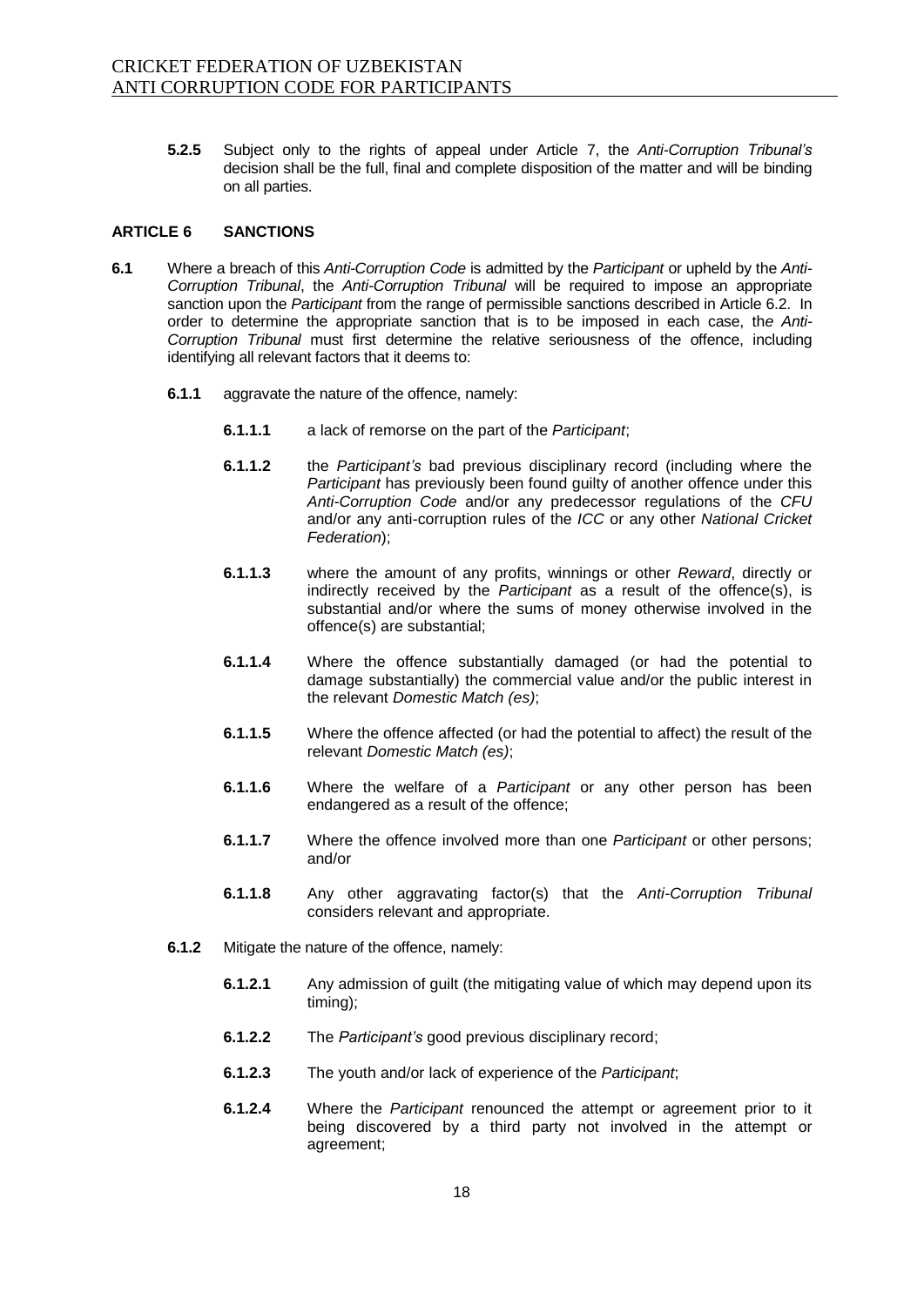**5.2.5** Subject only to the rights of appeal under Article 7, the *Anti-Corruption Tribunal's* decision shall be the full, final and complete disposition of the matter and will be binding on all parties.

## ARTICLE 6 SANCTIONS

**6.1** Where a breach of this *Anti-Corruption Code* is admitted by the *Participant* or upheld by the *Anti-Corruption Tribunal*, the *Anti-Corruption Tribunal* will be required to impose an appropriate sanction upon the *Participant* from the range of permissible sanctions described in Article 6.2. In order to determine the appropriate sanction that is to be imposed in each case, the *Anti-Corruption Tribunal* must first determine the relative seriousness of the offence, including identifying all relevant factors that it deems to:

**6.1.1** aggravate the nature of the offence, namely:

**6.1.1.1** a lack of remorse on the part of the *Participant*;

**6.1.1.2** the *Participant's* bad previous disciplinary record (including where the *Participant* has previously been found guilty of another offence under this *Anti-Corruption Code* and/or any predecessor regulations of the *CFU* and/or any anti-corruption rules of the *ICC* or any other *National Cricket Federation*);

**6.1.1.3** where the amount of any profits, winnings or other *Reward*, directly or indirectly received by the *Participant* as a result of the offence(s), is substantial and/or where the sums of money otherwise involved in the offence(s) are substantial;

**6.1.1.4** Where the offence substantially damaged (or had the potential to damage substantially) the commercial value and/or the public interest in the relevant *Domestic Match (es)*;

**6.1.1.5** Where the offence affected (or had the potential to affect) the result of the relevant *Domestic Match (es)*;

**6.1.1.6** Where the welfare of a *Participant* or any other person has been endangered as a result of the offence;

**6.1.1.7** Where the offence involved more than one *Participant* or other persons; and/or

**6.1.1.8** Any other aggravating factor(s) that the *Anti-Corruption Tribunal* considers relevant and appropriate.

**6.1.2** Mitigate the nature of the offence, namely:

**6.1.2.1** Any admission of guilt (the mitigating value of which may depend upon its timing);

**6.1.2.2** The *Participant's* good previous disciplinary record;

**6.1.2.3** The youth and/or lack of experience of the *Participant*;

**6.1.2.4** Where the *Participant* renounced the attempt or agreement prior to it being discovered by a third party not involved in the attempt or agreement;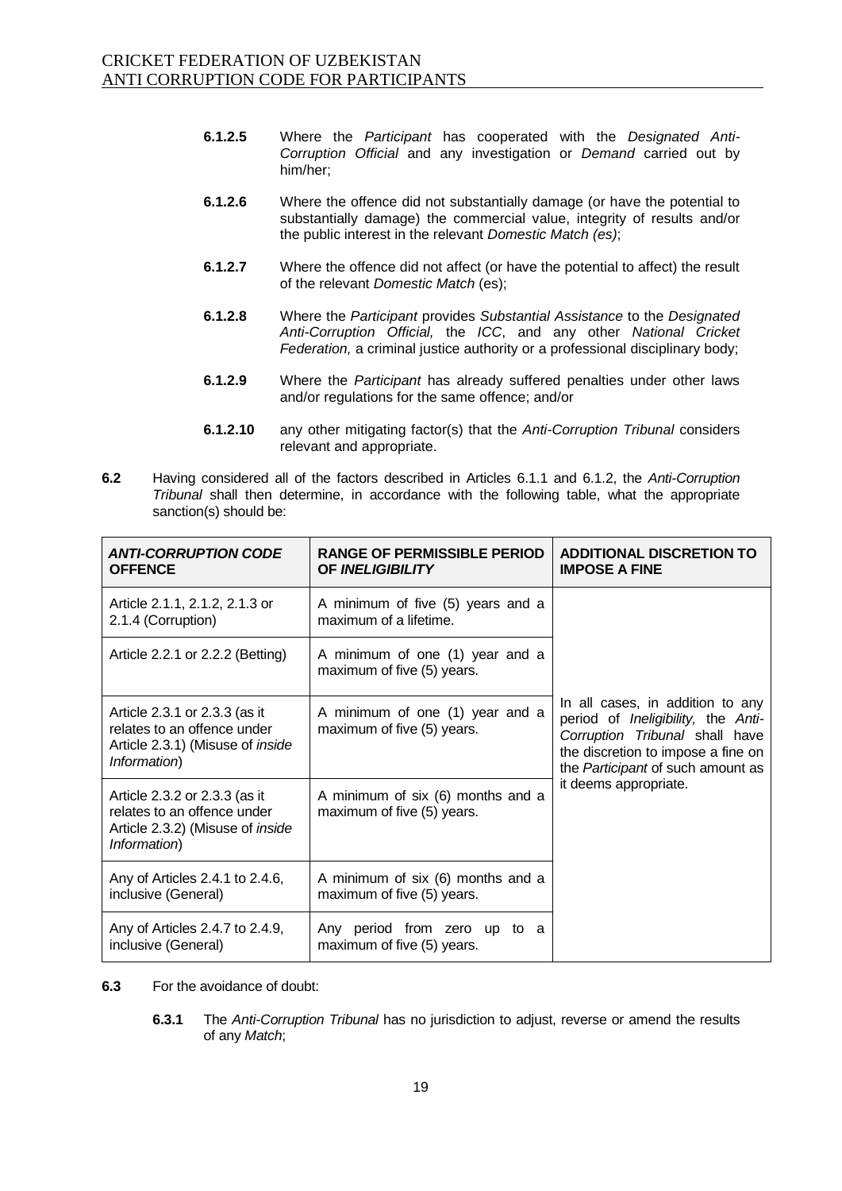**6.1.2.5** Where the *Participant* has cooperated with the *Designated Anti-Corruption Official* and any investigation or *Demand* carried out by him/her;

**6.1.2.6** Where the offence did not substantially damage (or have the potential to substantially damage) the commercial value, integrity of results and/or the public interest in the relevant *Domestic Match (es)*;

**6.1.2.7** Where the offence did not affect (or have the potential to affect) the result of the relevant *Domestic Match* (es);

**6.1.2.8** Where the *Participant* provides *Substantial Assistance* to the *Designated Anti-Corruption Official,* the *ICC*, and any other *National Cricket Federation,* a criminal justice authority or a professional disciplinary body;

**6.1.2.9** Where the *Participant* has already suffered penalties under other laws and/or regulations for the same offence; and/or

**6.1.2.10** any other mitigating factor(s) that the *Anti-Corruption Tribunal* considers relevant and appropriate.

**6.2** Having considered all of the factors described in Articles 6.1.1 and 6.1.2, the *Anti-Corruption Tribunal* shall then determine, in accordance with the following table, what the appropriate sanction(s) should be:

| ***ANTI-CORRUPTION CODE OFFENCE*** | **RANGE OF PERMISSIBLE PERIOD OF *INELIGIBILITY*** | **ADDITIONAL DISCRETION TO IMPOSE A FINE** |
|---|---|---|
| Article 2.1.1, 2.1.2, 2.1.3 or 2.1.4 (Corruption) | A minimum of five (5) years and a maximum of a lifetime. | In all cases, in addition to any period of *Ineligibility,* the *Anti-Corruption Tribunal* shall have the discretion to impose a fine on the *Participant* of such amount as it deems appropriate. |
| Article 2.2.1 or 2.2.2 (Betting) | A minimum of one (1) year and a maximum of five (5) years. | |
| Article 2.3.1 or 2.3.3 (as it relates to an offence under Article 2.3.1) (Misuse of *inside Information*) | A minimum of one (1) year and a maximum of five (5) years. | |
| Article 2.3.2 or 2.3.3 (as it relates to an offence under Article 2.3.2) (Misuse of *inside Information*) | A minimum of six (6) months and a maximum of five (5) years. | |
| Any of Articles 2.4.1 to 2.4.6, inclusive (General) | A minimum of six (6) months and a maximum of five (5) years. | |
| Any of Articles 2.4.7 to 2.4.9, inclusive (General) | Any period from zero up to a maximum of five (5) years. | |

**6.3** For the avoidance of doubt:

**6.3.1** The *Anti-Corruption Tribunal* has no jurisdiction to adjust, reverse or amend the results of any *Match*;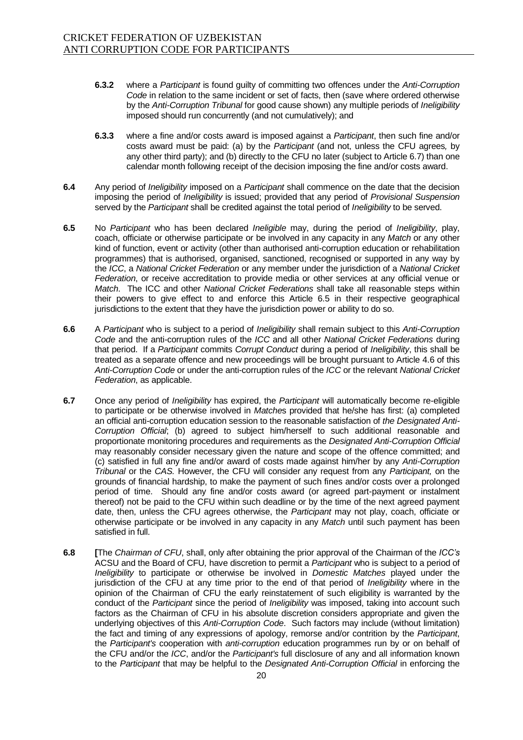**6.3.2** where a *Participant* is found guilty of committing two offences under the *Anti-Corruption Code* in relation to the same incident or set of facts, then (save where ordered otherwise by the *Anti-Corruption Tribunal* for good cause shown) any multiple periods of *Ineligibility* imposed should run concurrently (and not cumulatively); and

**6.3.3** where a fine and/or costs award is imposed against a *Participant*, then such fine and/or costs award must be paid: (a) by the *Participant* (and not, unless the CFU agrees*,* by any other third party); and (b) directly to the CFU no later (subject to Article 6.7) than one calendar month following receipt of the decision imposing the fine and/or costs award.

**6.4** Any period of *Ineligibility* imposed on a *Participant* shall commence on the date that the decision imposing the period of *Ineligibility* is issued; provided that any period of *Provisional Suspension* served by the *Participant* shall be credited against the total period of *Ineligibility* to be served.

**6.5** No *Participant* who has been declared *Ineligible* may, during the period of *Ineligibility*, play, coach, officiate or otherwise participate or be involved in any capacity in any *Match* or any other kind of function, event or activity (other than authorised anti-corruption education or rehabilitation programmes) that is authorised, organised, sanctioned, recognised or supported in any way by the *ICC*, a *National Cricket Federation* or any member under the jurisdiction of a *National Cricket Federation*, or receive accreditation to provide media or other services at any official venue or *Match*. The ICC and other *National Cricket Federations* shall take all reasonable steps within their powers to give effect to and enforce this Article 6.5 in their respective geographical jurisdictions to the extent that they have the jurisdiction power or ability to do so.

**6.6** A *Participant* who is subject to a period of *Ineligibility* shall remain subject to this *Anti-Corruption Code* and the anti-corruption rules of the *ICC* and all other *National Cricket Federations* during that period. If a *Participant* commits *Corrupt Conduct* during a period of *Ineligibility*, this shall be treated as a separate offence and new proceedings will be brought pursuant to Article 4.6 of this *Anti-Corruption Code* or under the anti-corruption rules of the *ICC* or the relevant *National Cricket Federation*, as applicable.

**6.7** Once any period of *Ineligibility* has expired, the *Participant* will automatically become re-eligible to participate or be otherwise involved in *Match*es provided that he/she has first: (a) completed an official anti-corruption education session to the reasonable satisfaction of *the Designated Anti-Corruption Official*; (b) agreed to subject him/herself to such additional reasonable and proportionate monitoring procedures and requirements as the *Designated Anti-Corruption Official* may reasonably consider necessary given the nature and scope of the offence committed; and (c) satisfied in full any fine and/or award of costs made against him/her by any *Anti-Corruption Tribunal* or the *CAS.* However, the CFU will consider any request from any *Participant,* on the grounds of financial hardship, to make the payment of such fines and/or costs over a prolonged period of time. Should any fine and/or costs award (or agreed part-payment or instalment thereof) not be paid to the CFU within such deadline or by the time of the next agreed payment date, then, unless the CFU agrees otherwise, the *Participant* may not play, coach, officiate or otherwise participate or be involved in any capacity in any *Match* until such payment has been satisfied in full.

**6.8** **[**The *Chairman of CFU*, shall, only after obtaining the prior approval of the Chairman of the *ICC's* ACSU and the Board of CFU*,* have discretion to permit a *Participant* who is subject to a period of *Ineligibility* to participate or otherwise be involved in *Domestic Matches* played under the jurisdiction of the CFU at any time prior to the end of that period of *Ineligibility* where in the opinion of the Chairman of CFU the early reinstatement of such eligibility is warranted by the conduct of the *Participant* since the period of *Ineligibility* was imposed, taking into account such factors as the Chairman of CFU in his absolute discretion considers appropriate and given the underlying objectives of this *Anti-Corruption Code*. Such factors may include (without limitation) the fact and timing of any expressions of apology, remorse and/or contrition by the *Participant*, the *Participant's* cooperation with *anti-corruption* education programmes run by or on behalf of the CFU and/or the *ICC*, and/or the *Participant's* full disclosure of any and all information known to the *Participant* that may be helpful to the *Designated Anti-Corruption Official* in enforcing the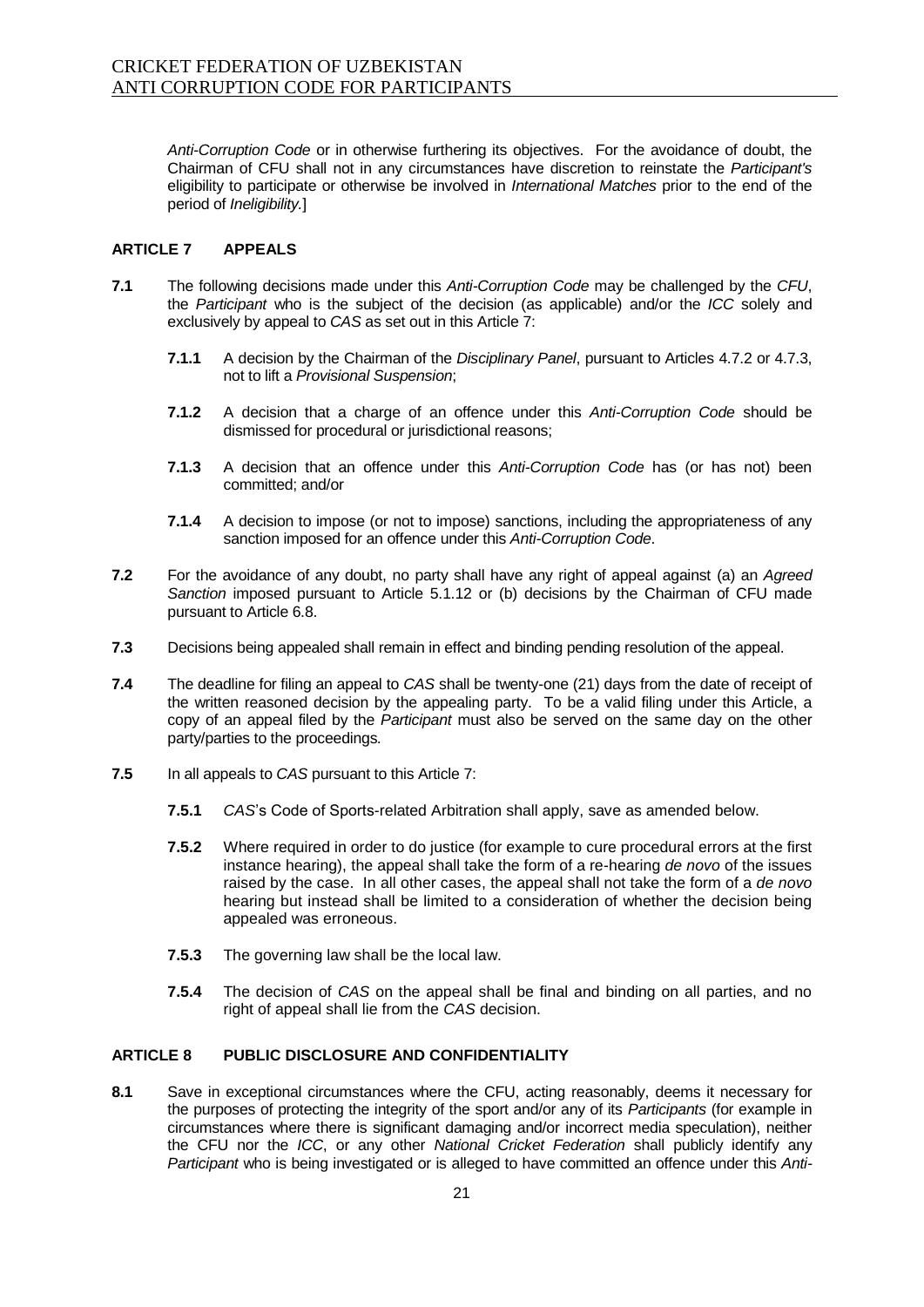*Anti-Corruption Code* or in otherwise furthering its objectives. For the avoidance of doubt, the Chairman of CFU shall not in any circumstances have discretion to reinstate the *Participant's* eligibility to participate or otherwise be involved in *International Matches* prior to the end of the period of *Ineligibility*.]

## ARTICLE 7 APPEALS

**7.1** The following decisions made under this *Anti-Corruption Code* may be challenged by the *CFU*, the *Participant* who is the subject of the decision (as applicable) and/or the *ICC* solely and exclusively by appeal to *CAS* as set out in this Article 7:

**7.1.1** A decision by the Chairman of the *Disciplinary Panel*, pursuant to Articles 4.7.2 or 4.7.3, not to lift a *Provisional Suspension*;

**7.1.2** A decision that a charge of an offence under this *Anti-Corruption Code* should be dismissed for procedural or jurisdictional reasons;

**7.1.3** A decision that an offence under this *Anti-Corruption Code* has (or has not) been committed; and/or

**7.1.4** A decision to impose (or not to impose) sanctions, including the appropriateness of any sanction imposed for an offence under this *Anti-Corruption Code*.

**7.2** For the avoidance of any doubt, no party shall have any right of appeal against (a) an *Agreed Sanction* imposed pursuant to Article 5.1.12 or (b) decisions by the Chairman of CFU made pursuant to Article 6.8.

**7.3** Decisions being appealed shall remain in effect and binding pending resolution of the appeal.

**7.4** The deadline for filing an appeal to *CAS* shall be twenty-one (21) days from the date of receipt of the written reasoned decision by the appealing party. To be a valid filing under this Article, a copy of an appeal filed by the *Participant* must also be served on the same day on the other party/parties to the proceedings.

**7.5** In all appeals to *CAS* pursuant to this Article 7:

**7.5.1** *CAS*'s Code of Sports-related Arbitration shall apply, save as amended below.

**7.5.2** Where required in order to do justice (for example to cure procedural errors at the first instance hearing), the appeal shall take the form of a re-hearing *de novo* of the issues raised by the case. In all other cases, the appeal shall not take the form of a *de novo* hearing but instead shall be limited to a consideration of whether the decision being appealed was erroneous.

**7.5.3** The governing law shall be the local law.

**7.5.4** The decision of *CAS* on the appeal shall be final and binding on all parties, and no right of appeal shall lie from the *CAS* decision.

## ARTICLE 8 PUBLIC DISCLOSURE AND CONFIDENTIALITY

**8.1** Save in exceptional circumstances where the CFU, acting reasonably, deems it necessary for the purposes of protecting the integrity of the sport and/or any of its *Participants* (for example in circumstances where there is significant damaging and/or incorrect media speculation), neither the CFU nor the *ICC*, or any other *National Cricket Federation* shall publicly identify any *Participant* who is being investigated or is alleged to have committed an offence under this *Anti-*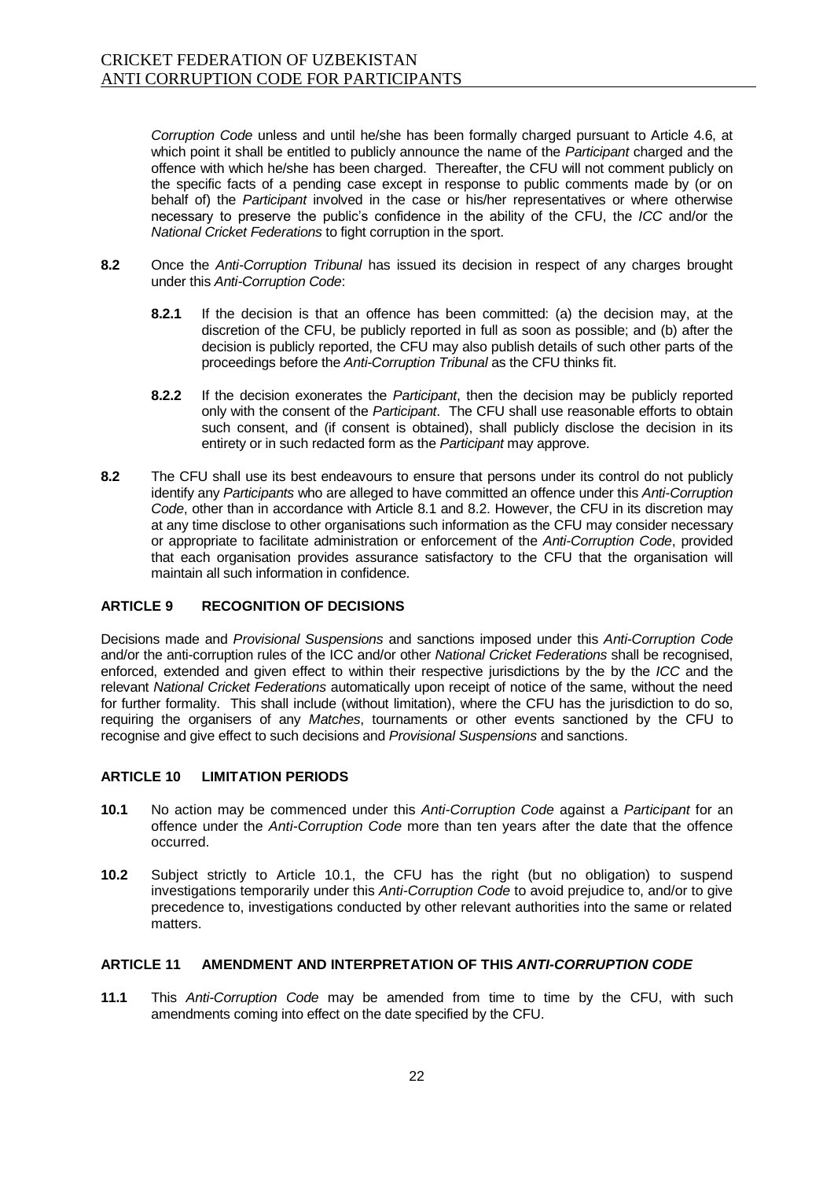*Corruption Code* unless and until he/she has been formally charged pursuant to Article 4.6, at which point it shall be entitled to publicly announce the name of the *Participant* charged and the offence with which he/she has been charged. Thereafter, the CFU will not comment publicly on the specific facts of a pending case except in response to public comments made by (or on behalf of) the *Participant* involved in the case or his/her representatives or where otherwise necessary to preserve the public's confidence in the ability of the CFU, the *ICC* and/or the *National Cricket Federations* to fight corruption in the sport.

**8.2** Once the *Anti-Corruption Tribunal* has issued its decision in respect of any charges brought under this *Anti-Corruption Code*:

**8.2.1** If the decision is that an offence has been committed: (a) the decision may, at the discretion of the CFU, be publicly reported in full as soon as possible; and (b) after the decision is publicly reported, the CFU may also publish details of such other parts of the proceedings before the *Anti-Corruption Tribunal* as the CFU thinks fit.

**8.2.2** If the decision exonerates the *Participant*, then the decision may be publicly reported only with the consent of the *Participant*. The CFU shall use reasonable efforts to obtain such consent, and (if consent is obtained), shall publicly disclose the decision in its entirety or in such redacted form as the *Participant* may approve.

**8.2** The CFU shall use its best endeavours to ensure that persons under its control do not publicly identify any *Participants* who are alleged to have committed an offence under this *Anti-Corruption Code*, other than in accordance with Article 8.1 and 8.2. However, the CFU in its discretion may at any time disclose to other organisations such information as the CFU may consider necessary or appropriate to facilitate administration or enforcement of the *Anti-Corruption Code*, provided that each organisation provides assurance satisfactory to the CFU that the organisation will maintain all such information in confidence.

## ARTICLE 9 RECOGNITION OF DECISIONS

Decisions made and *Provisional Suspensions* and sanctions imposed under this *Anti-Corruption Code* and/or the anti-corruption rules of the ICC and/or other *National Cricket Federations* shall be recognised, enforced, extended and given effect to within their respective jurisdictions by the by the *ICC* and the relevant *National Cricket Federations* automatically upon receipt of notice of the same, without the need for further formality. This shall include (without limitation), where the CFU has the jurisdiction to do so, requiring the organisers of any *Matches*, tournaments or other events sanctioned by the CFU to recognise and give effect to such decisions and *Provisional Suspensions* and sanctions.

## ARTICLE 10 LIMITATION PERIODS

**10.1** No action may be commenced under this *Anti-Corruption Code* against a *Participant* for an offence under the *Anti-Corruption Code* more than ten years after the date that the offence occurred.

**10.2** Subject strictly to Article 10.1, the CFU has the right (but no obligation) to suspend investigations temporarily under this *Anti-Corruption Code* to avoid prejudice to, and/or to give precedence to, investigations conducted by other relevant authorities into the same or related matters.

## ARTICLE 11 AMENDMENT AND INTERPRETATION OF THIS *ANTI-CORRUPTION CODE*

**11.1** This *Anti-Corruption Code* may be amended from time to time by the CFU, with such amendments coming into effect on the date specified by the CFU.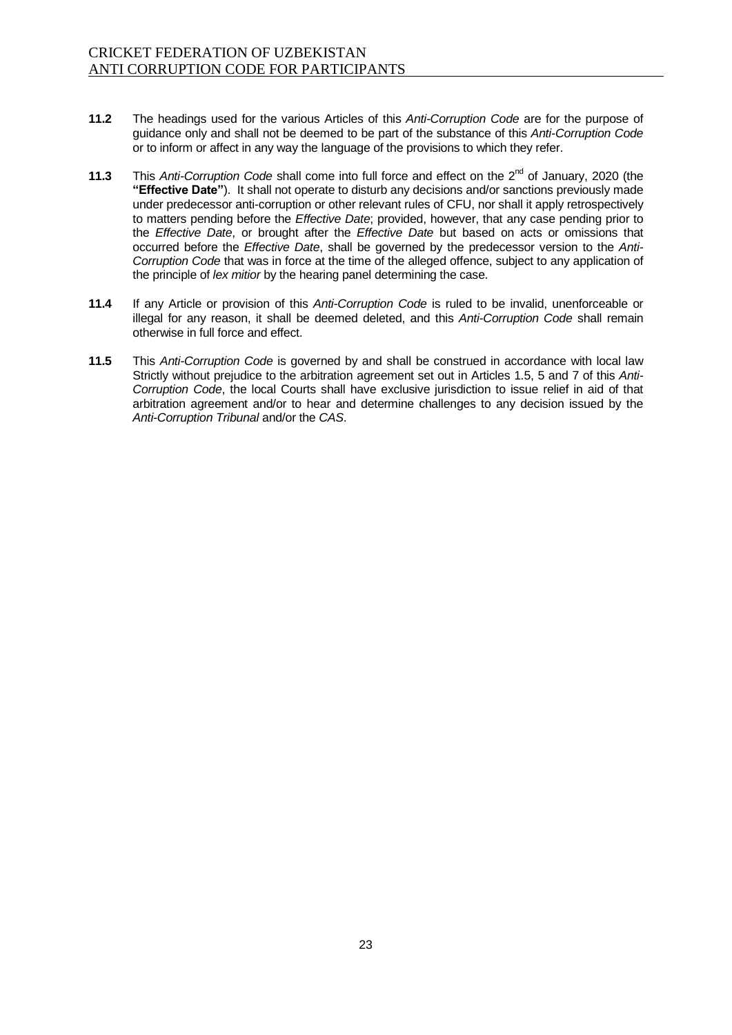**11.2** The headings used for the various Articles of this *Anti-Corruption Code* are for the purpose of guidance only and shall not be deemed to be part of the substance of this *Anti-Corruption Code* or to inform or affect in any way the language of the provisions to which they refer.

**11.3** This *Anti-Corruption Code* shall come into full force and effect on the 2nd of January, 2020 (the **"Effective Date"**). It shall not operate to disturb any decisions and/or sanctions previously made under predecessor anti-corruption or other relevant rules of CFU, nor shall it apply retrospectively to matters pending before the *Effective Date*; provided, however, that any case pending prior to the *Effective Date*, or brought after the *Effective Date* but based on acts or omissions that occurred before the *Effective Date*, shall be governed by the predecessor version to the *Anti-Corruption Code* that was in force at the time of the alleged offence, subject to any application of the principle of *lex mitior* by the hearing panel determining the case.

**11.4** If any Article or provision of this *Anti-Corruption Code* is ruled to be invalid, unenforceable or illegal for any reason, it shall be deemed deleted, and this *Anti-Corruption Code* shall remain otherwise in full force and effect.

**11.5** This *Anti-Corruption Code* is governed by and shall be construed in accordance with local law Strictly without prejudice to the arbitration agreement set out in Articles 1.5, 5 and 7 of this *Anti-Corruption Code*, the local Courts shall have exclusive jurisdiction to issue relief in aid of that arbitration agreement and/or to hear and determine challenges to any decision issued by the *Anti-Corruption Tribunal* and/or the *CAS*.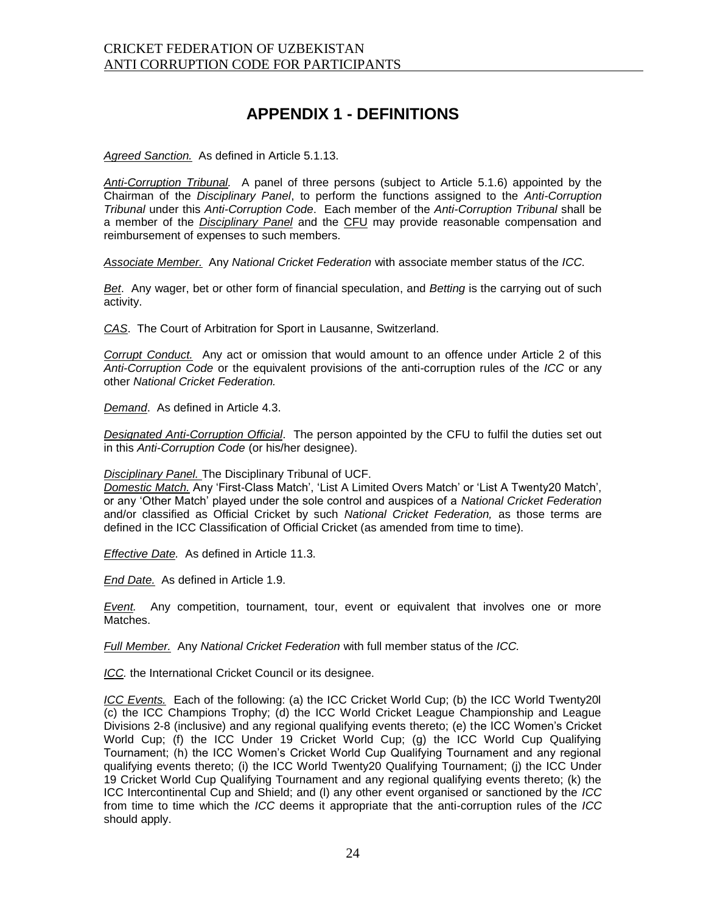# APPENDIX 1 - DEFINITIONS

*Agreed Sanction.* As defined in Article 5.1.13.

*Anti-Corruption Tribunal.* A panel of three persons (subject to Article 5.1.6) appointed by the Chairman of the *Disciplinary Panel*, to perform the functions assigned to the *Anti-Corruption Tribunal* under this *Anti-Corruption Code*. Each member of the *Anti-Corruption Tribunal* shall be a member of the *Disciplinary Panel* and the CFU may provide reasonable compensation and reimbursement of expenses to such members.

*Associate Member.* Any *National Cricket Federation* with associate member status of the *ICC.*

*Bet*. Any wager, bet or other form of financial speculation, and *Betting* is the carrying out of such activity.

*CAS*. The Court of Arbitration for Sport in Lausanne, Switzerland.

*Corrupt Conduct.* Any act or omission that would amount to an offence under Article 2 of this *Anti-Corruption Code* or the equivalent provisions of the anti-corruption rules of the *ICC* or any other *National Cricket Federation.*

*Demand*. As defined in Article 4.3.

*Designated Anti-Corruption Official*. The person appointed by the CFU to fulfil the duties set out in this *Anti-Corruption Code* (or his/her designee).

*Disciplinary Panel.* The Disciplinary Tribunal of UCF.

*Domestic Match.* Any 'First-Class Match', 'List A Limited Overs Match' or 'List A Twenty20 Match', or any 'Other Match' played under the sole control and auspices of a *National Cricket Federation* and/or classified as Official Cricket by such *National Cricket Federation,* as those terms are defined in the ICC Classification of Official Cricket (as amended from time to time).

*Effective Date.* As defined in Article 11.3.

*End Date.* As defined in Article 1.9.

*Event.* Any competition, tournament, tour, event or equivalent that involves one or more Matches.

*Full Member.* Any *National Cricket Federation* with full member status of the *ICC.*

*ICC.* the International Cricket Council or its designee.

*ICC Events.* Each of the following: (a) the ICC Cricket World Cup; (b) the ICC World Twenty20l (c) the ICC Champions Trophy; (d) the ICC World Cricket League Championship and League Divisions 2-8 (inclusive) and any regional qualifying events thereto; (e) the ICC Women's Cricket World Cup; (f) the ICC Under 19 Cricket World Cup; (g) the ICC World Cup Qualifying Tournament; (h) the ICC Women's Cricket World Cup Qualifying Tournament and any regional qualifying events thereto; (i) the ICC World Twenty20 Qualifying Tournament; (j) the ICC Under 19 Cricket World Cup Qualifying Tournament and any regional qualifying events thereto; (k) the ICC Intercontinental Cup and Shield; and (l) any other event organised or sanctioned by the *ICC* from time to time which the *ICC* deems it appropriate that the anti-corruption rules of the *ICC* should apply.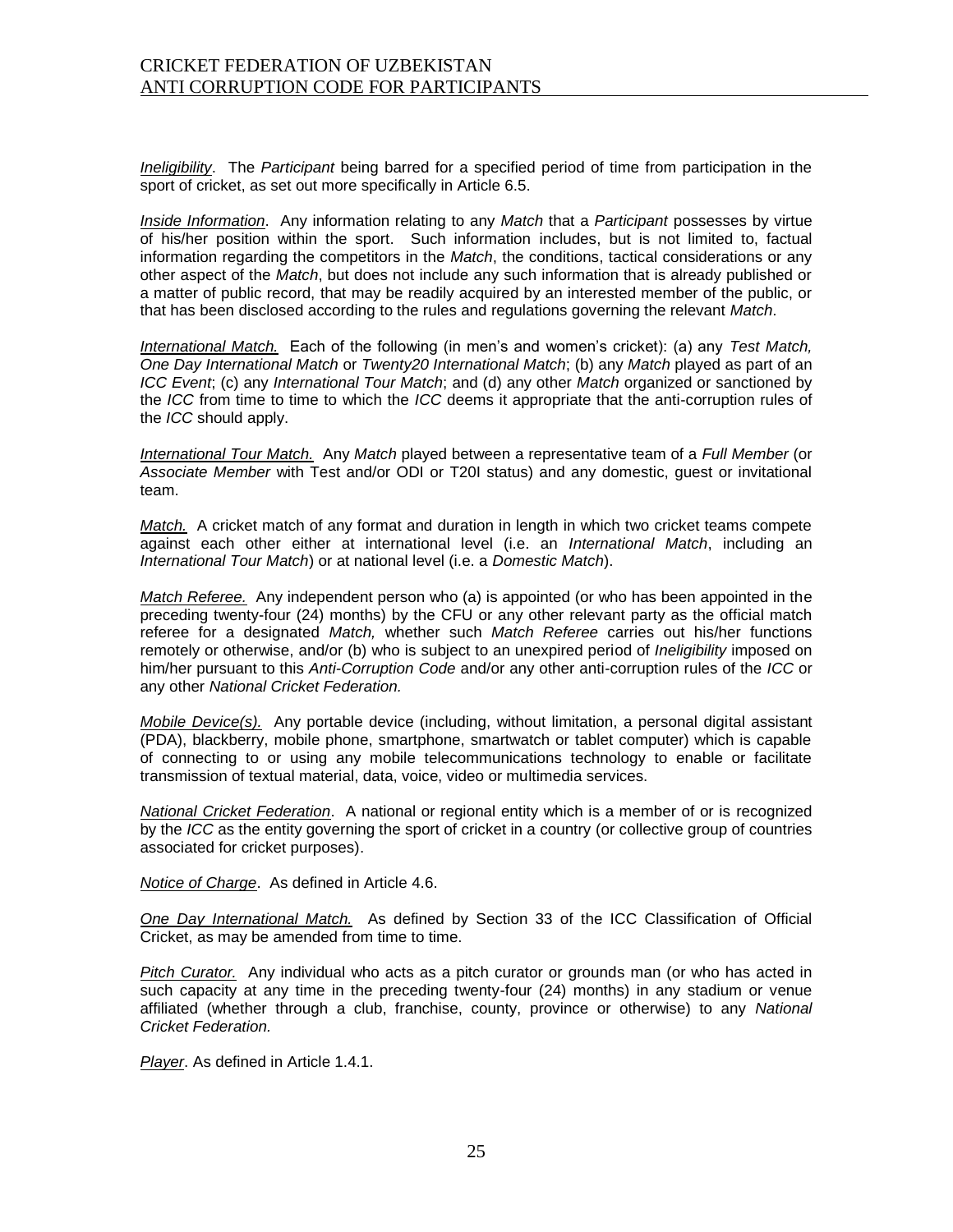*Ineligibility*. The *Participant* being barred for a specified period of time from participation in the sport of cricket, as set out more specifically in Article 6.5.

*Inside Information*. Any information relating to any *Match* that a *Participant* possesses by virtue of his/her position within the sport. Such information includes, but is not limited to, factual information regarding the competitors in the *Match*, the conditions, tactical considerations or any other aspect of the *Match*, but does not include any such information that is already published or a matter of public record, that may be readily acquired by an interested member of the public, or that has been disclosed according to the rules and regulations governing the relevant *Match*.

*International Match.* Each of the following (in men's and women's cricket): (a) any *Test Match, One Day International Match* or *Twenty20 International Match*; (b) any *Match* played as part of an *ICC Event*; (c) any *International Tour Match*; and (d) any other *Match* organized or sanctioned by the *ICC* from time to time to which the *ICC* deems it appropriate that the anti-corruption rules of the *ICC* should apply.

*International Tour Match.* Any *Match* played between a representative team of a *Full Member* (or *Associate Member* with Test and/or ODI or T20I status) and any domestic, guest or invitational team.

*Match.* A cricket match of any format and duration in length in which two cricket teams compete against each other either at international level (i.e. an *International Match*, including an *International Tour Match*) or at national level (i.e. a *Domestic Match*).

*Match Referee.* Any independent person who (a) is appointed (or who has been appointed in the preceding twenty-four (24) months) by the CFU or any other relevant party as the official match referee for a designated *Match,* whether such *Match Referee* carries out his/her functions remotely or otherwise, and/or (b) who is subject to an unexpired period of *Ineligibility* imposed on him/her pursuant to this *Anti-Corruption Code* and/or any other anti-corruption rules of the *ICC* or any other *National Cricket Federation.*

*Mobile Device(s).* Any portable device (including, without limitation, a personal digital assistant (PDA), blackberry, mobile phone, smartphone, smartwatch or tablet computer) which is capable of connecting to or using any mobile telecommunications technology to enable or facilitate transmission of textual material, data, voice, video or multimedia services.

*National Cricket Federation*. A national or regional entity which is a member of or is recognized by the *ICC* as the entity governing the sport of cricket in a country (or collective group of countries associated for cricket purposes).

*Notice of Charge*. As defined in Article 4.6.

*One Day International Match.* As defined by Section 33 of the ICC Classification of Official Cricket, as may be amended from time to time.

*Pitch Curator.* Any individual who acts as a pitch curator or grounds man (or who has acted in such capacity at any time in the preceding twenty-four (24) months) in any stadium or venue affiliated (whether through a club, franchise, county, province or otherwise) to any *National Cricket Federation.*

*Player*. As defined in Article 1.4.1.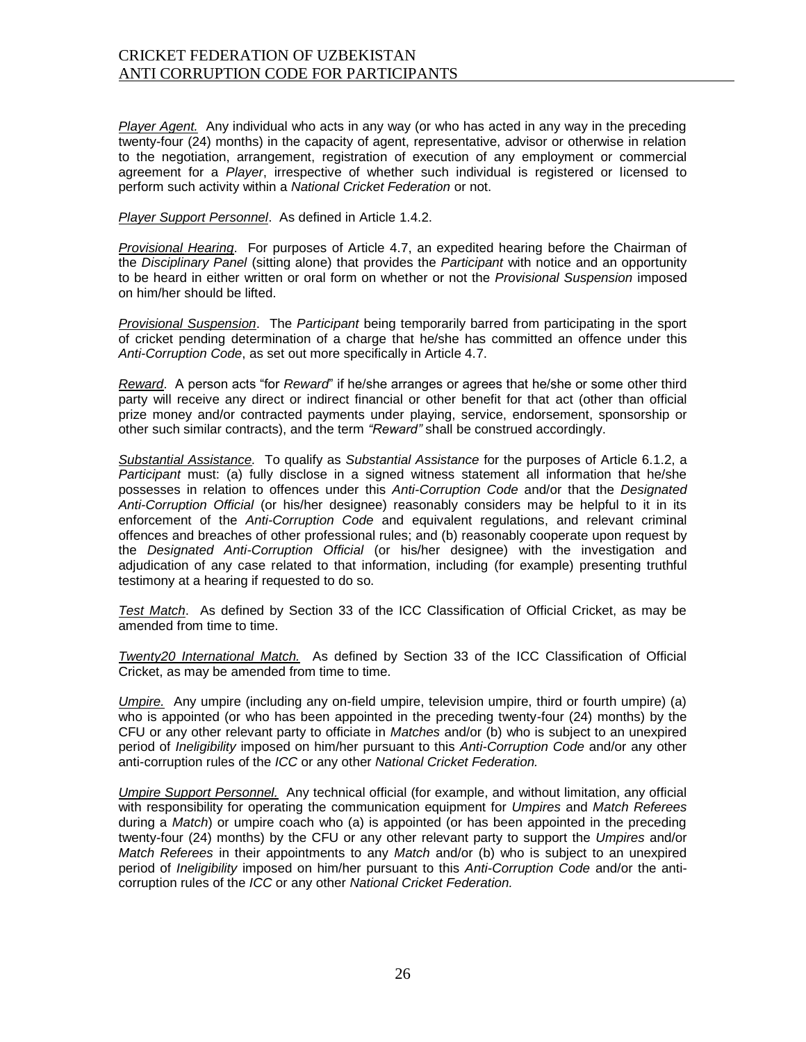*Player Agent.* Any individual who acts in any way (or who has acted in any way in the preceding twenty-four (24) months) in the capacity of agent, representative, advisor or otherwise in relation to the negotiation, arrangement, registration of execution of any employment or commercial agreement for a *Player*, irrespective of whether such individual is registered or licensed to perform such activity within a *National Cricket Federation* or not.

*Player Support Personnel*. As defined in Article 1.4.2.

*Provisional Hearing*. For purposes of Article 4.7, an expedited hearing before the Chairman of the *Disciplinary Panel* (sitting alone) that provides the *Participant* with notice and an opportunity to be heard in either written or oral form on whether or not the *Provisional Suspension* imposed on him/her should be lifted.

*Provisional Suspension*. The *Participant* being temporarily barred from participating in the sport of cricket pending determination of a charge that he/she has committed an offence under this *Anti-Corruption Code*, as set out more specifically in Article 4.7.

*Reward*. A person acts "for *Reward*" if he/she arranges or agrees that he/she or some other third party will receive any direct or indirect financial or other benefit for that act (other than official prize money and/or contracted payments under playing, service, endorsement, sponsorship or other such similar contracts), and the term *"Reward"* shall be construed accordingly.

*Substantial Assistance.* To qualify as *Substantial Assistance* for the purposes of Article 6.1.2, a *Participant* must: (a) fully disclose in a signed witness statement all information that he/she possesses in relation to offences under this *Anti-Corruption Code* and/or that the *Designated Anti-Corruption Official* (or his/her designee) reasonably considers may be helpful to it in its enforcement of the *Anti-Corruption Code* and equivalent regulations, and relevant criminal offences and breaches of other professional rules; and (b) reasonably cooperate upon request by the *Designated Anti-Corruption Official* (or his/her designee) with the investigation and adjudication of any case related to that information, including (for example) presenting truthful testimony at a hearing if requested to do so.

*Test Match*. As defined by Section 33 of the ICC Classification of Official Cricket, as may be amended from time to time.

*Twenty20 International Match.* As defined by Section 33 of the ICC Classification of Official Cricket, as may be amended from time to time.

*Umpire.* Any umpire (including any on-field umpire, television umpire, third or fourth umpire) (a) who is appointed (or who has been appointed in the preceding twenty-four (24) months) by the CFU or any other relevant party to officiate in *Matches* and/or (b) who is subject to an unexpired period of *Ineligibility* imposed on him/her pursuant to this *Anti-Corruption Code* and/or any other anti-corruption rules of the *ICC* or any other *National Cricket Federation.*

*Umpire Support Personnel.* Any technical official (for example, and without limitation, any official with responsibility for operating the communication equipment for *Umpires* and *Match Referees* during a *Match*) or umpire coach who (a) is appointed (or has been appointed in the preceding twenty-four (24) months) by the CFU or any other relevant party to support the *Umpires* and/or *Match Referees* in their appointments to any *Match* and/or (b) who is subject to an unexpired period of *Ineligibility* imposed on him/her pursuant to this *Anti-Corruption Code* and/or the anti-corruption rules of the *ICC* or any other *National Cricket Federation.*